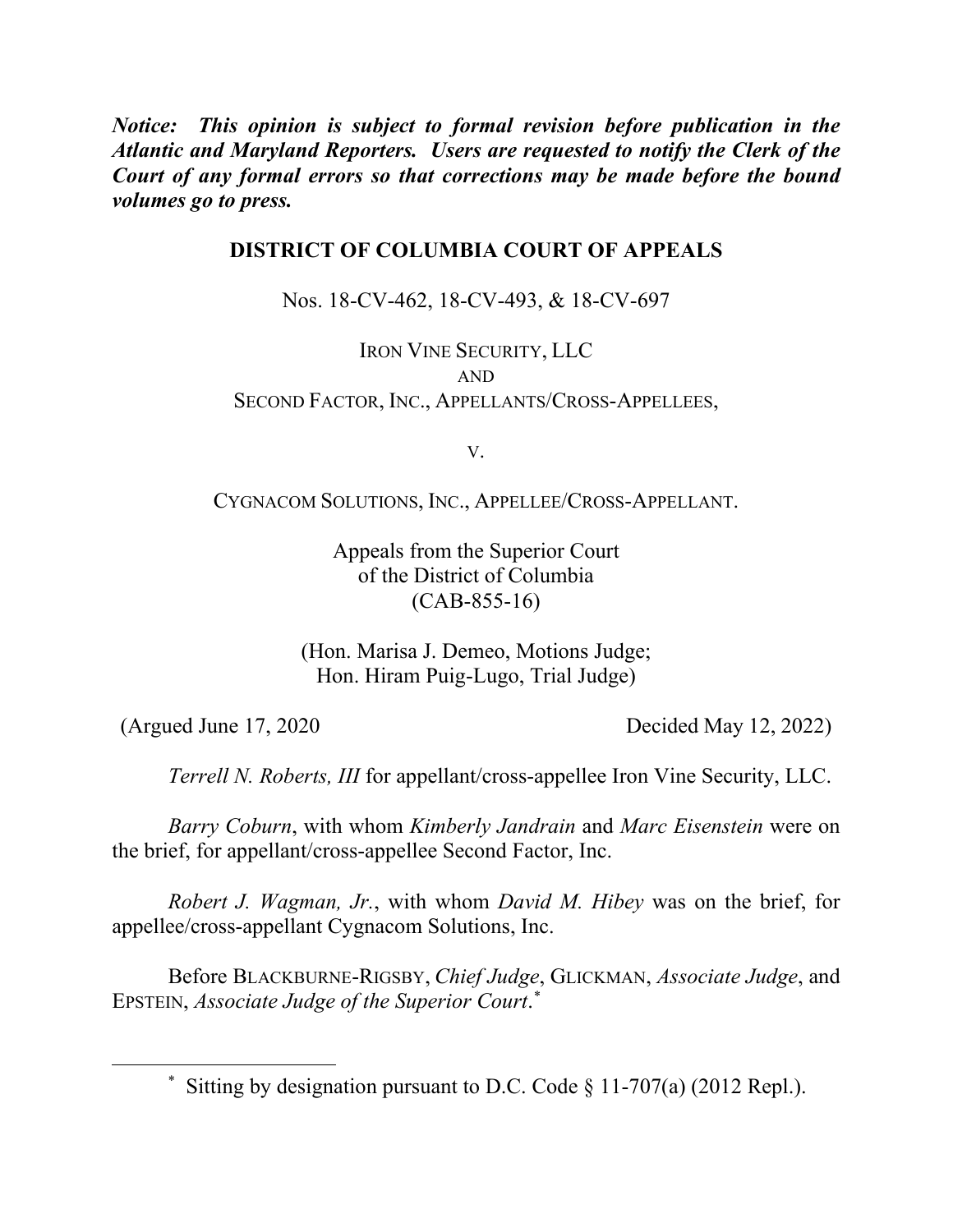***Notice: This opinion is subject to formal revision before publication in the Atlantic and Maryland Reporters. Users are requested to notify the Clerk of the Court of any formal errors so that corrections may be made before the bound volumes go to press.***

**DISTRICT OF COLUMBIA COURT OF APPEALS**

Nos. 18-CV-462, 18-CV-493, & 18-CV-697

IRON VINE SECURITY, LLC
AND
SECOND FACTOR, INC., APPELLANTS/CROSS-APPELLEES,

V.

CYGNACOM SOLUTIONS, INC., APPELLEE/CROSS-APPELLANT.

Appeals from the Superior Court
of the District of Columbia
(CAB-855-16)

(Hon. Marisa J. Demeo, Motions Judge;
Hon. Hiram Puig-Lugo, Trial Judge)

(Argued June 17, 2020 Decided May 12, 2022)

*Terrell N. Roberts, III* for appellant/cross-appellee Iron Vine Security, LLC.

*Barry Coburn*, with whom *Kimberly Jandrain* and *Marc Eisenstein* were on the brief, for appellant/cross-appellee Second Factor, Inc.

*Robert J. Wagman, Jr.*, with whom *David M. Hibey* was on the brief, for appellee/cross-appellant Cygnacom Solutions, Inc.

Before BLACKBURNE-RIGSBY, *Chief Judge*, GLICKMAN, *Associate Judge*, and EPSTEIN, *Associate Judge of the Superior Court*.*

\* Sitting by designation pursuant to D.C. Code § 11-707(a) (2012 Repl.).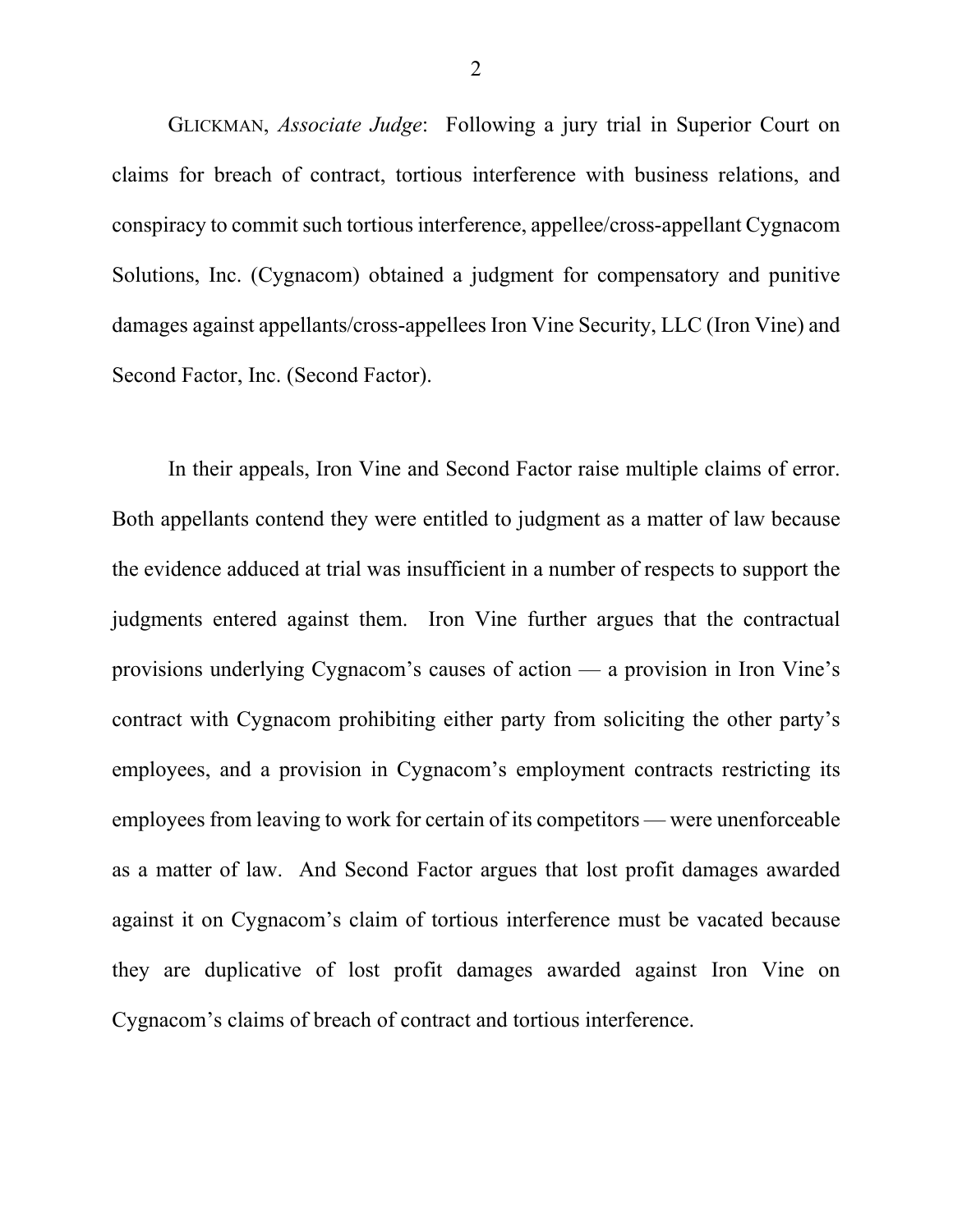GLICKMAN, *Associate Judge*: Following a jury trial in Superior Court on claims for breach of contract, tortious interference with business relations, and conspiracy to commit such tortious interference, appellee/cross-appellant Cygnacom Solutions, Inc. (Cygnacom) obtained a judgment for compensatory and punitive damages against appellants/cross-appellees Iron Vine Security, LLC (Iron Vine) and Second Factor, Inc. (Second Factor).

In their appeals, Iron Vine and Second Factor raise multiple claims of error. Both appellants contend they were entitled to judgment as a matter of law because the evidence adduced at trial was insufficient in a number of respects to support the judgments entered against them. Iron Vine further argues that the contractual provisions underlying Cygnacom's causes of action — a provision in Iron Vine's contract with Cygnacom prohibiting either party from soliciting the other party's employees, and a provision in Cygnacom's employment contracts restricting its employees from leaving to work for certain of its competitors — were unenforceable as a matter of law. And Second Factor argues that lost profit damages awarded against it on Cygnacom's claim of tortious interference must be vacated because they are duplicative of lost profit damages awarded against Iron Vine on Cygnacom's claims of breach of contract and tortious interference.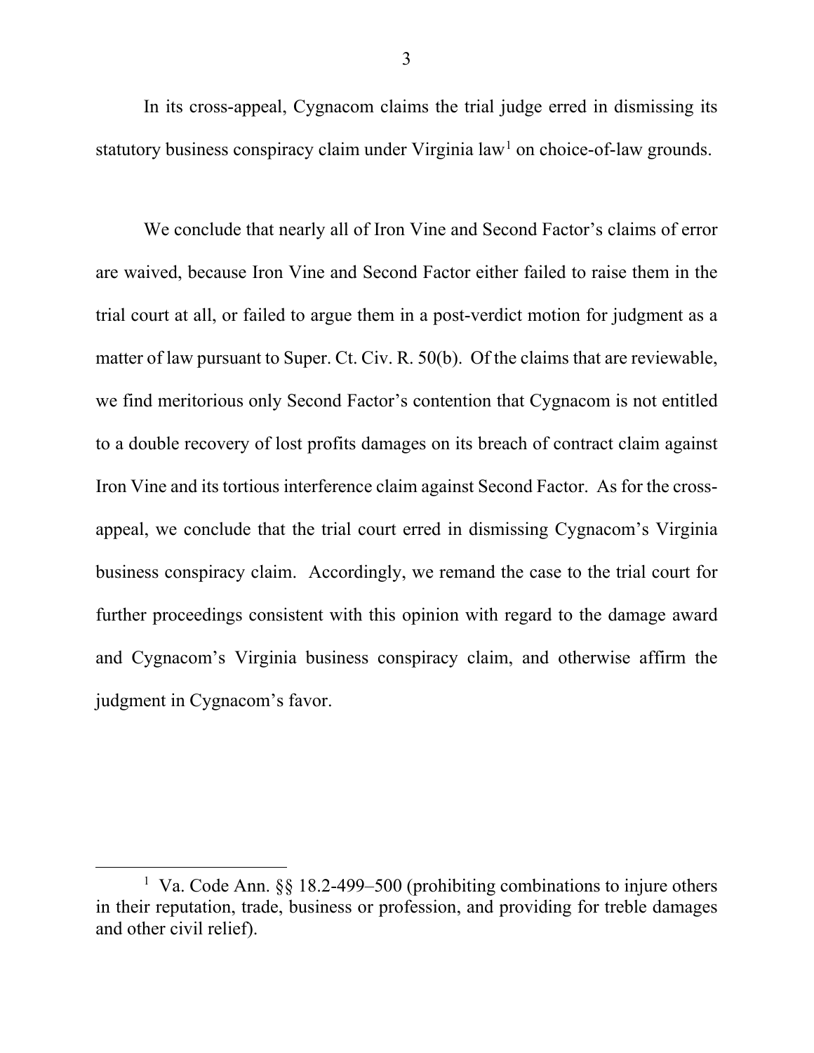In its cross-appeal, Cygnacom claims the trial judge erred in dismissing its statutory business conspiracy claim under Virginia law[1] on choice-of-law grounds.

We conclude that nearly all of Iron Vine and Second Factor's claims of error are waived, because Iron Vine and Second Factor either failed to raise them in the trial court at all, or failed to argue them in a post-verdict motion for judgment as a matter of law pursuant to Super. Ct. Civ. R. 50(b). Of the claims that are reviewable, we find meritorious only Second Factor's contention that Cygnacom is not entitled to a double recovery of lost profits damages on its breach of contract claim against Iron Vine and its tortious interference claim against Second Factor. As for the cross-appeal, we conclude that the trial court erred in dismissing Cygnacom's Virginia business conspiracy claim. Accordingly, we remand the case to the trial court for further proceedings consistent with this opinion with regard to the damage award and Cygnacom's Virginia business conspiracy claim, and otherwise affirm the judgment in Cygnacom's favor.

[1] Va. Code Ann. §§ 18.2-499–500 (prohibiting combinations to injure others in their reputation, trade, business or profession, and providing for treble damages and other civil relief).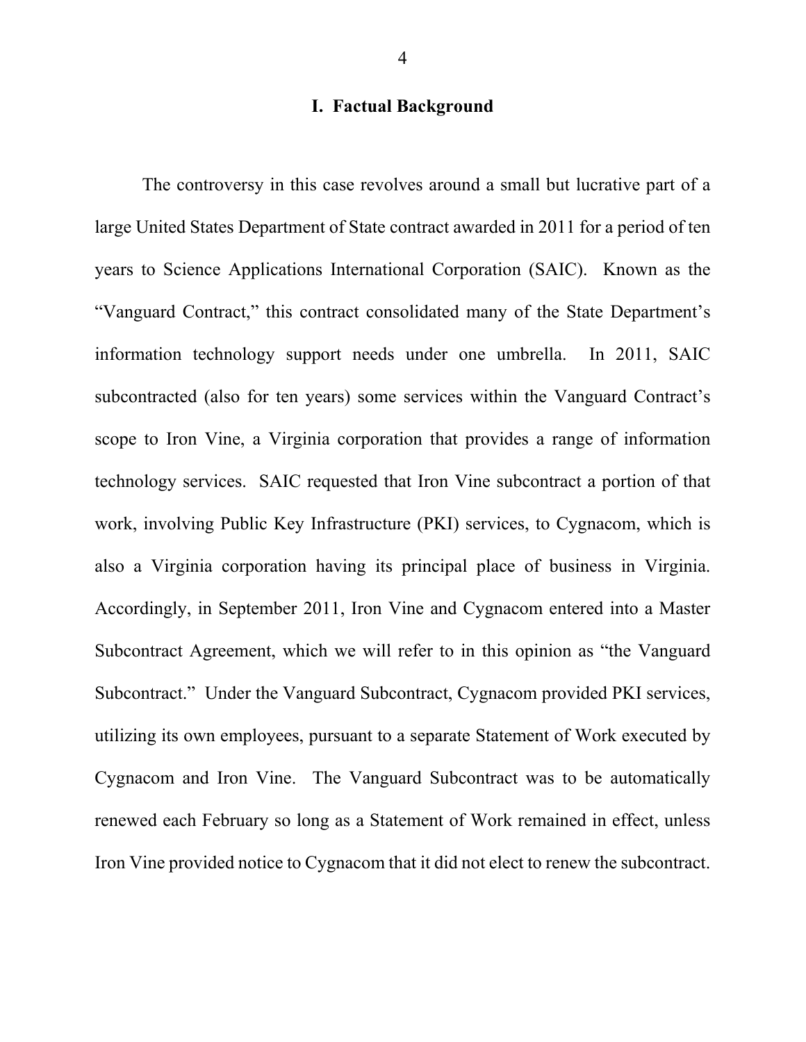## I. Factual Background

The controversy in this case revolves around a small but lucrative part of a large United States Department of State contract awarded in 2011 for a period of ten years to Science Applications International Corporation (SAIC). Known as the "Vanguard Contract," this contract consolidated many of the State Department's information technology support needs under one umbrella. In 2011, SAIC subcontracted (also for ten years) some services within the Vanguard Contract's scope to Iron Vine, a Virginia corporation that provides a range of information technology services. SAIC requested that Iron Vine subcontract a portion of that work, involving Public Key Infrastructure (PKI) services, to Cygnacom, which is also a Virginia corporation having its principal place of business in Virginia. Accordingly, in September 2011, Iron Vine and Cygnacom entered into a Master Subcontract Agreement, which we will refer to in this opinion as "the Vanguard Subcontract." Under the Vanguard Subcontract, Cygnacom provided PKI services, utilizing its own employees, pursuant to a separate Statement of Work executed by Cygnacom and Iron Vine. The Vanguard Subcontract was to be automatically renewed each February so long as a Statement of Work remained in effect, unless Iron Vine provided notice to Cygnacom that it did not elect to renew the subcontract.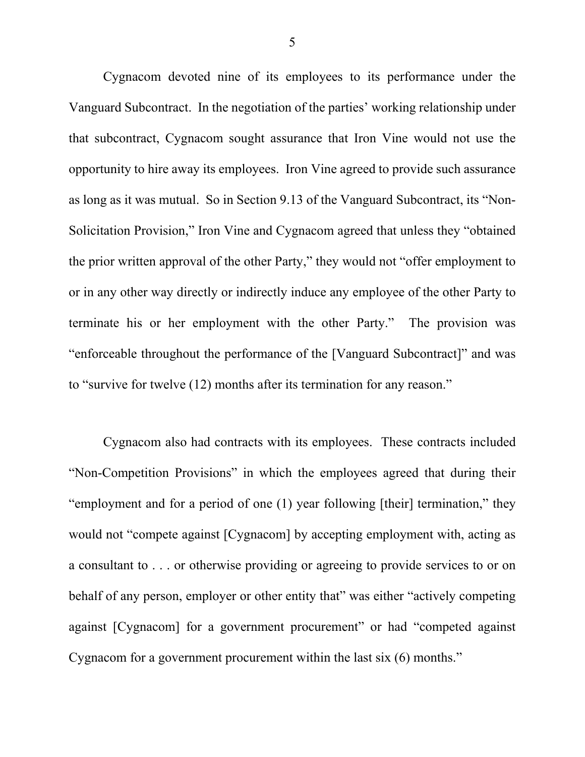Cygnacom devoted nine of its employees to its performance under the Vanguard Subcontract. In the negotiation of the parties' working relationship under that subcontract, Cygnacom sought assurance that Iron Vine would not use the opportunity to hire away its employees. Iron Vine agreed to provide such assurance as long as it was mutual. So in Section 9.13 of the Vanguard Subcontract, its "Non-Solicitation Provision," Iron Vine and Cygnacom agreed that unless they "obtained the prior written approval of the other Party," they would not "offer employment to or in any other way directly or indirectly induce any employee of the other Party to terminate his or her employment with the other Party." The provision was "enforceable throughout the performance of the [Vanguard Subcontract]" and was to "survive for twelve (12) months after its termination for any reason."

Cygnacom also had contracts with its employees. These contracts included "Non-Competition Provisions" in which the employees agreed that during their "employment and for a period of one (1) year following [their] termination," they would not "compete against [Cygnacom] by accepting employment with, acting as a consultant to . . . or otherwise providing or agreeing to provide services to or on behalf of any person, employer or other entity that" was either "actively competing against [Cygnacom] for a government procurement" or had "competed against Cygnacom for a government procurement within the last six (6) months."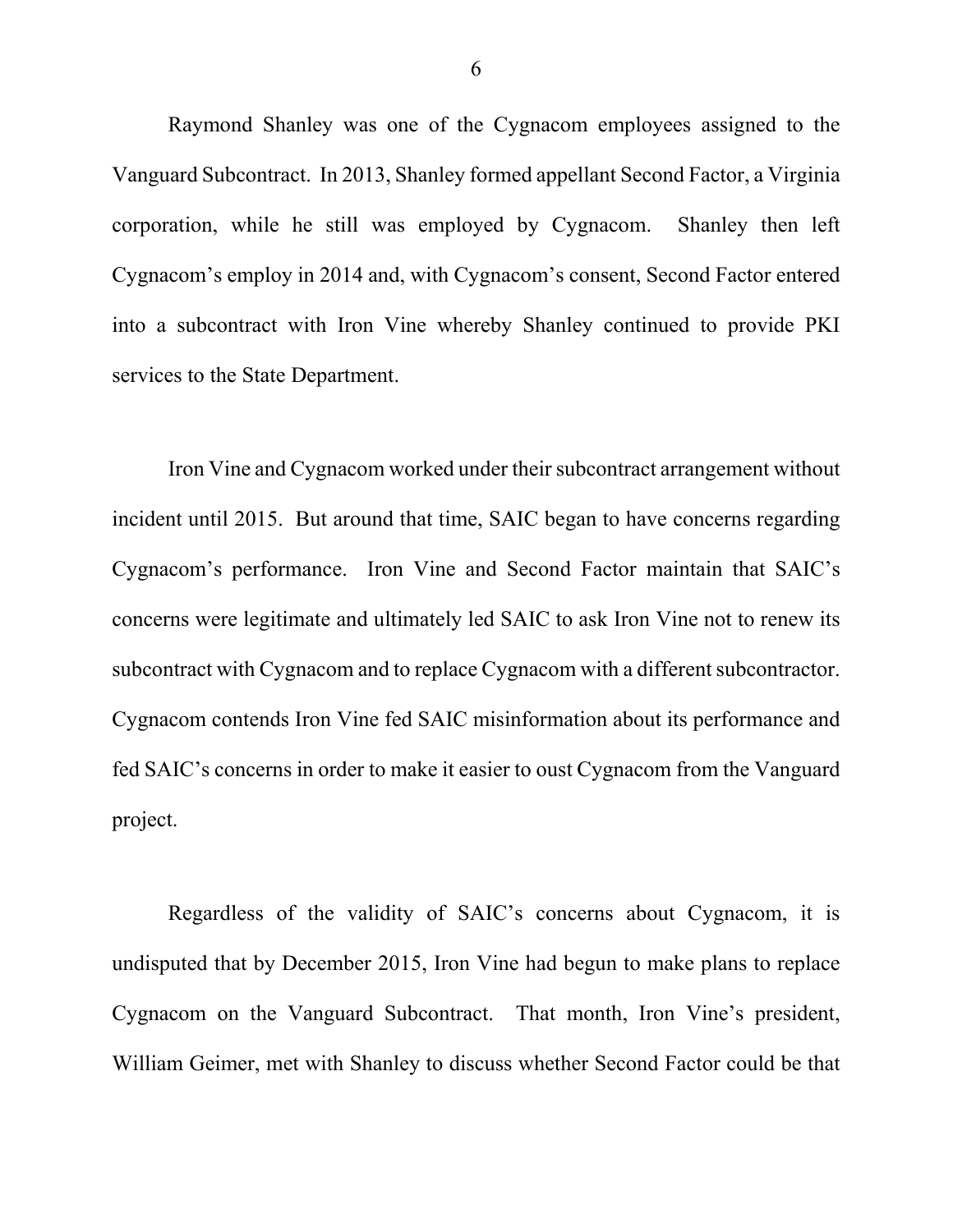Raymond Shanley was one of the Cygnacom employees assigned to the Vanguard Subcontract. In 2013, Shanley formed appellant Second Factor, a Virginia corporation, while he still was employed by Cygnacom. Shanley then left Cygnacom's employ in 2014 and, with Cygnacom's consent, Second Factor entered into a subcontract with Iron Vine whereby Shanley continued to provide PKI services to the State Department.

Iron Vine and Cygnacom worked under their subcontract arrangement without incident until 2015. But around that time, SAIC began to have concerns regarding Cygnacom's performance. Iron Vine and Second Factor maintain that SAIC's concerns were legitimate and ultimately led SAIC to ask Iron Vine not to renew its subcontract with Cygnacom and to replace Cygnacom with a different subcontractor. Cygnacom contends Iron Vine fed SAIC misinformation about its performance and fed SAIC's concerns in order to make it easier to oust Cygnacom from the Vanguard project.

Regardless of the validity of SAIC's concerns about Cygnacom, it is undisputed that by December 2015, Iron Vine had begun to make plans to replace Cygnacom on the Vanguard Subcontract. That month, Iron Vine's president, William Geimer, met with Shanley to discuss whether Second Factor could be that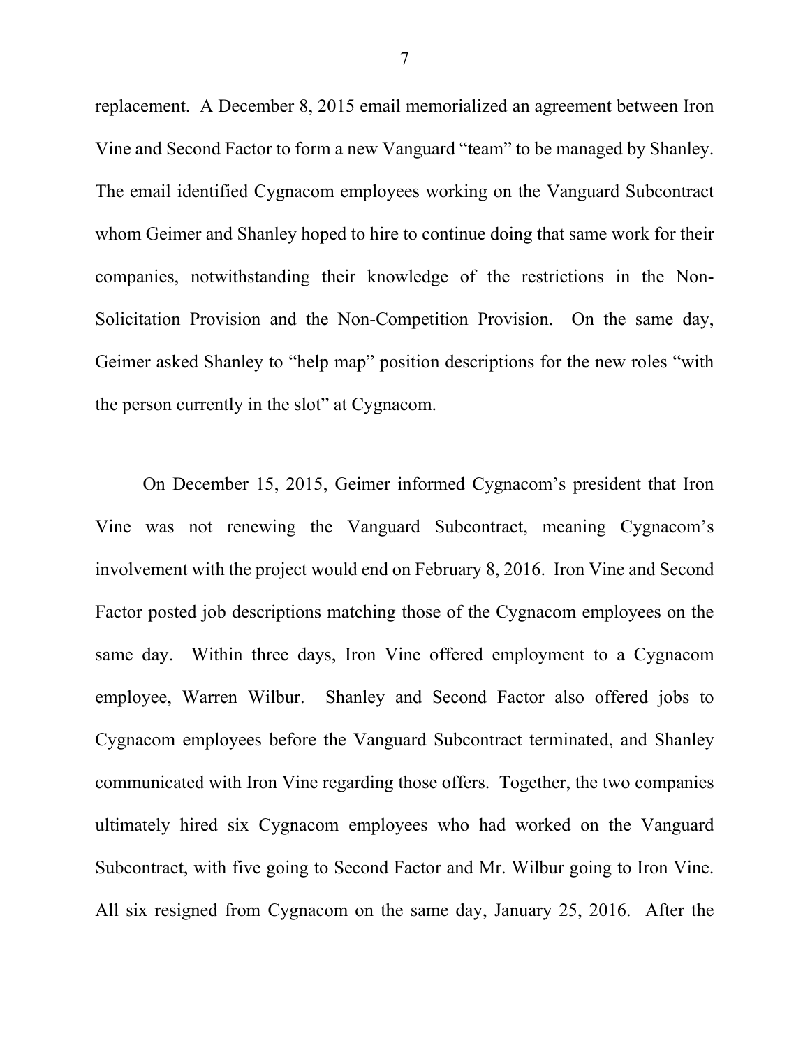replacement. A December 8, 2015 email memorialized an agreement between Iron Vine and Second Factor to form a new Vanguard "team" to be managed by Shanley. The email identified Cygnacom employees working on the Vanguard Subcontract whom Geimer and Shanley hoped to hire to continue doing that same work for their companies, notwithstanding their knowledge of the restrictions in the Non-Solicitation Provision and the Non-Competition Provision. On the same day, Geimer asked Shanley to "help map" position descriptions for the new roles "with the person currently in the slot" at Cygnacom.

On December 15, 2015, Geimer informed Cygnacom's president that Iron Vine was not renewing the Vanguard Subcontract, meaning Cygnacom's involvement with the project would end on February 8, 2016. Iron Vine and Second Factor posted job descriptions matching those of the Cygnacom employees on the same day. Within three days, Iron Vine offered employment to a Cygnacom employee, Warren Wilbur. Shanley and Second Factor also offered jobs to Cygnacom employees before the Vanguard Subcontract terminated, and Shanley communicated with Iron Vine regarding those offers. Together, the two companies ultimately hired six Cygnacom employees who had worked on the Vanguard Subcontract, with five going to Second Factor and Mr. Wilbur going to Iron Vine. All six resigned from Cygnacom on the same day, January 25, 2016. After the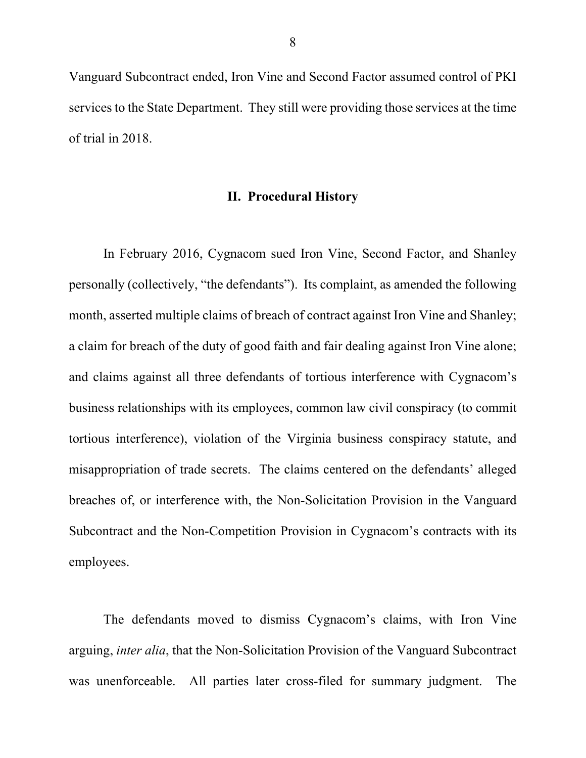Vanguard Subcontract ended, Iron Vine and Second Factor assumed control of PKI services to the State Department. They still were providing those services at the time of trial in 2018.

## II. Procedural History

In February 2016, Cygnacom sued Iron Vine, Second Factor, and Shanley personally (collectively, "the defendants"). Its complaint, as amended the following month, asserted multiple claims of breach of contract against Iron Vine and Shanley; a claim for breach of the duty of good faith and fair dealing against Iron Vine alone; and claims against all three defendants of tortious interference with Cygnacom's business relationships with its employees, common law civil conspiracy (to commit tortious interference), violation of the Virginia business conspiracy statute, and misappropriation of trade secrets. The claims centered on the defendants' alleged breaches of, or interference with, the Non-Solicitation Provision in the Vanguard Subcontract and the Non-Competition Provision in Cygnacom's contracts with its employees.

The defendants moved to dismiss Cygnacom's claims, with Iron Vine arguing, *inter alia*, that the Non-Solicitation Provision of the Vanguard Subcontract was unenforceable. All parties later cross-filed for summary judgment. The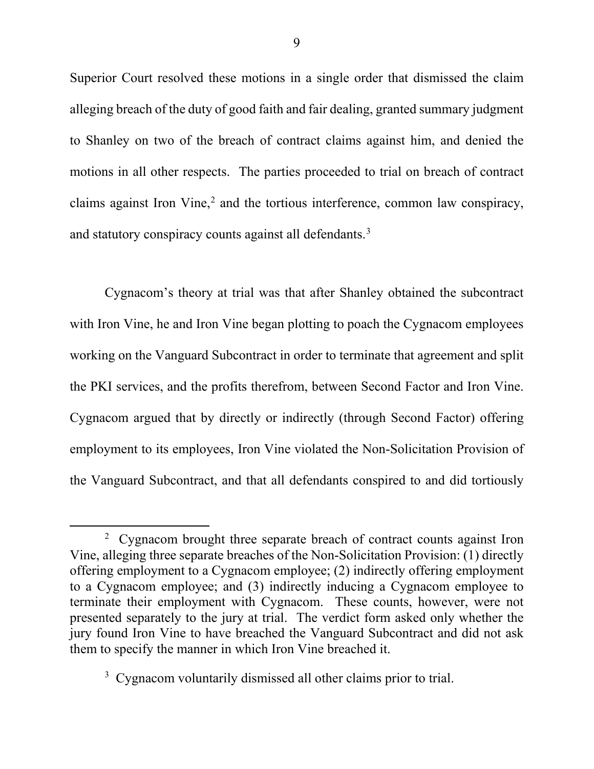Superior Court resolved these motions in a single order that dismissed the claim alleging breach of the duty of good faith and fair dealing, granted summary judgment to Shanley on two of the breach of contract claims against him, and denied the motions in all other respects. The parties proceeded to trial on breach of contract claims against Iron Vine,[2] and the tortious interference, common law conspiracy, and statutory conspiracy counts against all defendants.[3]

Cygnacom's theory at trial was that after Shanley obtained the subcontract with Iron Vine, he and Iron Vine began plotting to poach the Cygnacom employees working on the Vanguard Subcontract in order to terminate that agreement and split the PKI services, and the profits therefrom, between Second Factor and Iron Vine. Cygnacom argued that by directly or indirectly (through Second Factor) offering employment to its employees, Iron Vine violated the Non-Solicitation Provision of the Vanguard Subcontract, and that all defendants conspired to and did tortiously

---

[2] Cygnacom brought three separate breach of contract counts against Iron Vine, alleging three separate breaches of the Non-Solicitation Provision: (1) directly offering employment to a Cygnacom employee; (2) indirectly offering employment to a Cygnacom employee; and (3) indirectly inducing a Cygnacom employee to terminate their employment with Cygnacom. These counts, however, were not presented separately to the jury at trial. The verdict form asked only whether the jury found Iron Vine to have breached the Vanguard Subcontract and did not ask them to specify the manner in which Iron Vine breached it.

[3] Cygnacom voluntarily dismissed all other claims prior to trial.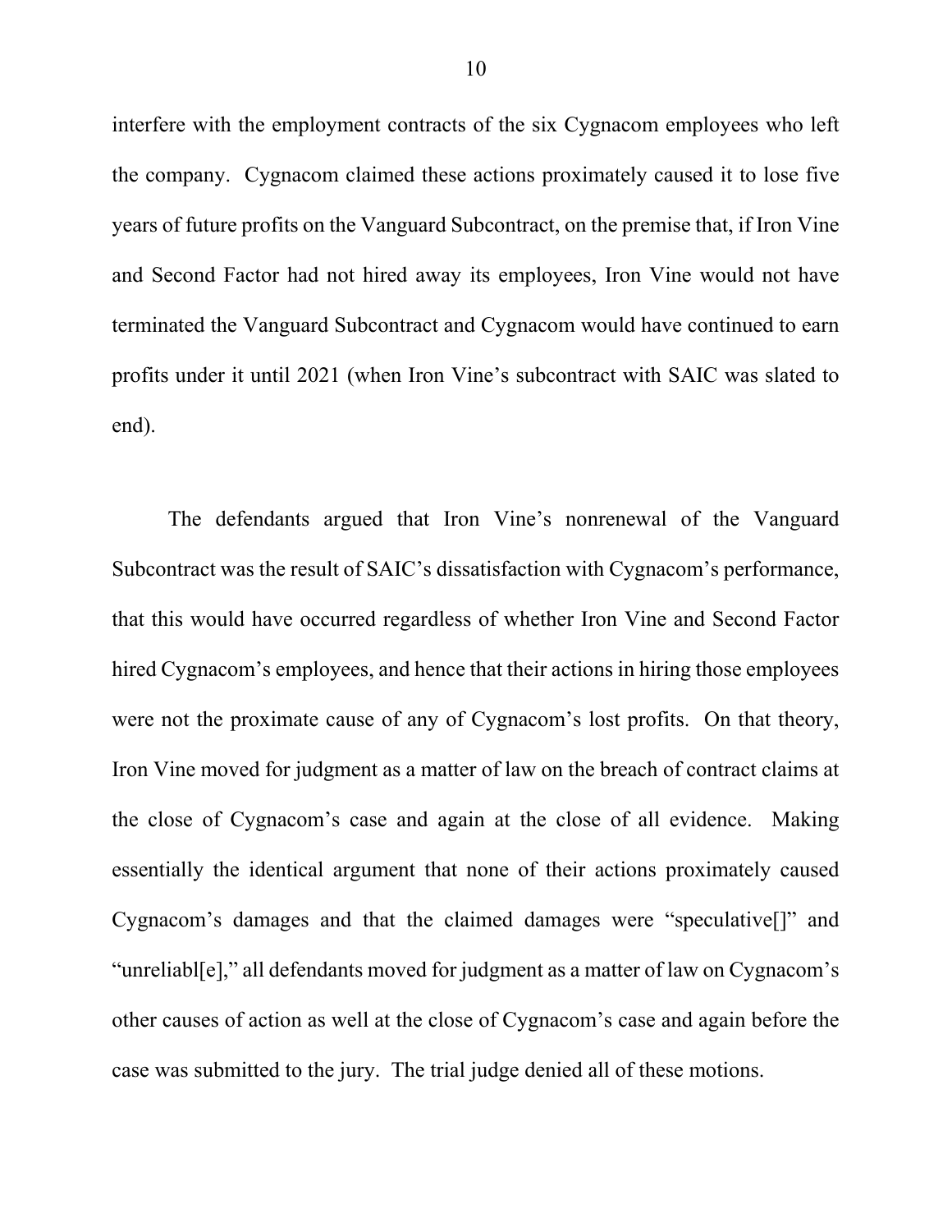interfere with the employment contracts of the six Cygnacom employees who left the company. Cygnacom claimed these actions proximately caused it to lose five years of future profits on the Vanguard Subcontract, on the premise that, if Iron Vine and Second Factor had not hired away its employees, Iron Vine would not have terminated the Vanguard Subcontract and Cygnacom would have continued to earn profits under it until 2021 (when Iron Vine's subcontract with SAIC was slated to end).

The defendants argued that Iron Vine's nonrenewal of the Vanguard Subcontract was the result of SAIC's dissatisfaction with Cygnacom's performance, that this would have occurred regardless of whether Iron Vine and Second Factor hired Cygnacom's employees, and hence that their actions in hiring those employees were not the proximate cause of any of Cygnacom's lost profits. On that theory, Iron Vine moved for judgment as a matter of law on the breach of contract claims at the close of Cygnacom's case and again at the close of all evidence. Making essentially the identical argument that none of their actions proximately caused Cygnacom's damages and that the claimed damages were "speculative[]" and "unreliabl[e]," all defendants moved for judgment as a matter of law on Cygnacom's other causes of action as well at the close of Cygnacom's case and again before the case was submitted to the jury. The trial judge denied all of these motions.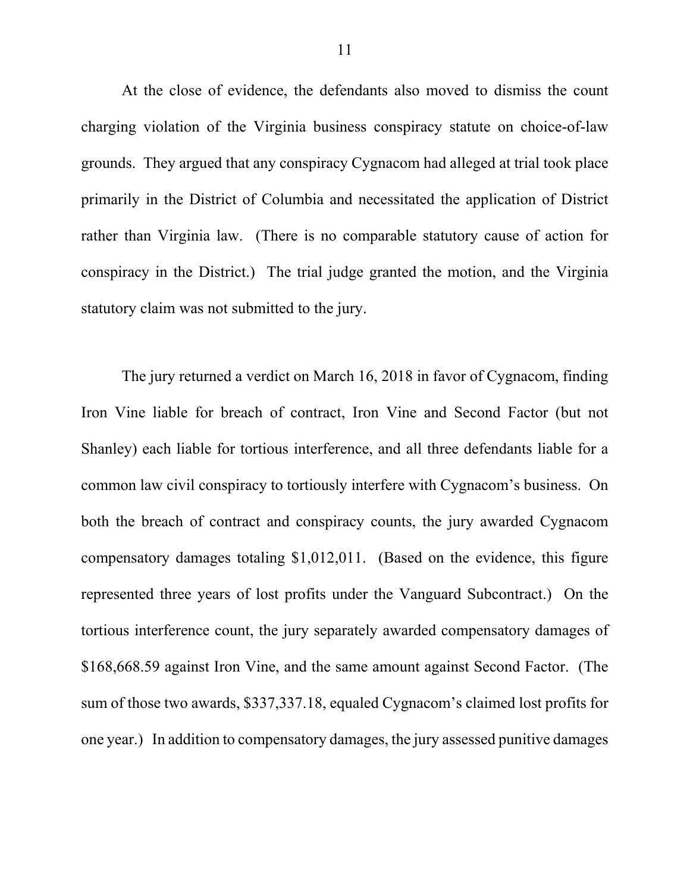At the close of evidence, the defendants also moved to dismiss the count charging violation of the Virginia business conspiracy statute on choice-of-law grounds. They argued that any conspiracy Cygnacom had alleged at trial took place primarily in the District of Columbia and necessitated the application of District rather than Virginia law. (There is no comparable statutory cause of action for conspiracy in the District.) The trial judge granted the motion, and the Virginia statutory claim was not submitted to the jury.

The jury returned a verdict on March 16, 2018 in favor of Cygnacom, finding Iron Vine liable for breach of contract, Iron Vine and Second Factor (but not Shanley) each liable for tortious interference, and all three defendants liable for a common law civil conspiracy to tortiously interfere with Cygnacom's business. On both the breach of contract and conspiracy counts, the jury awarded Cygnacom compensatory damages totaling $1,012,011. (Based on the evidence, this figure represented three years of lost profits under the Vanguard Subcontract.) On the tortious interference count, the jury separately awarded compensatory damages of $168,668.59 against Iron Vine, and the same amount against Second Factor. (The sum of those two awards, $337,337.18, equaled Cygnacom's claimed lost profits for one year.) In addition to compensatory damages, the jury assessed punitive damages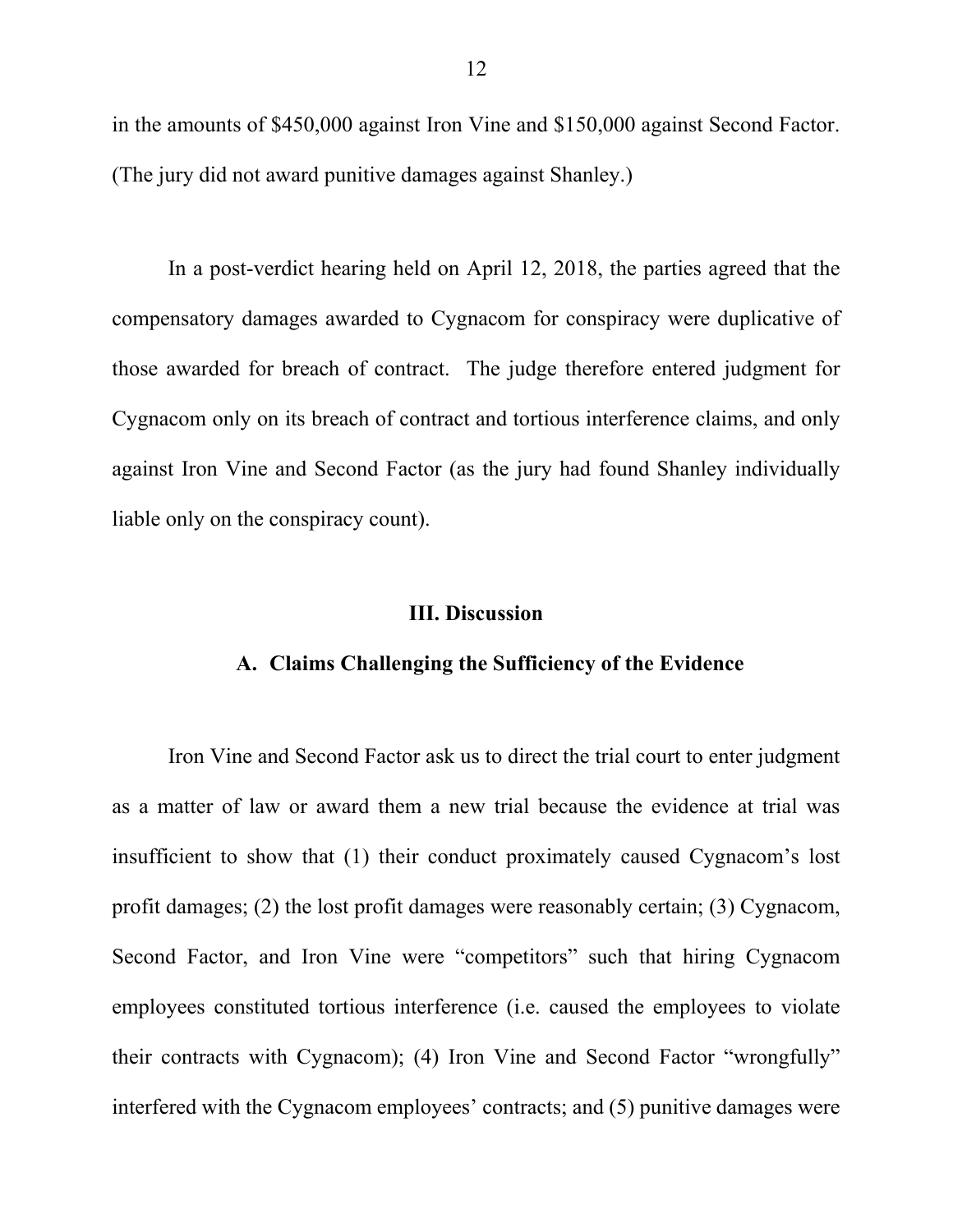in the amounts of $450,000 against Iron Vine and $150,000 against Second Factor. (The jury did not award punitive damages against Shanley.)

In a post-verdict hearing held on April 12, 2018, the parties agreed that the compensatory damages awarded to Cygnacom for conspiracy were duplicative of those awarded for breach of contract. The judge therefore entered judgment for Cygnacom only on its breach of contract and tortious interference claims, and only against Iron Vine and Second Factor (as the jury had found Shanley individually liable only on the conspiracy count).

## III. Discussion

### A. Claims Challenging the Sufficiency of the Evidence

Iron Vine and Second Factor ask us to direct the trial court to enter judgment as a matter of law or award them a new trial because the evidence at trial was insufficient to show that (1) their conduct proximately caused Cygnacom's lost profit damages; (2) the lost profit damages were reasonably certain; (3) Cygnacom, Second Factor, and Iron Vine were "competitors" such that hiring Cygnacom employees constituted tortious interference (i.e. caused the employees to violate their contracts with Cygnacom); (4) Iron Vine and Second Factor "wrongfully" interfered with the Cygnacom employees' contracts; and (5) punitive damages were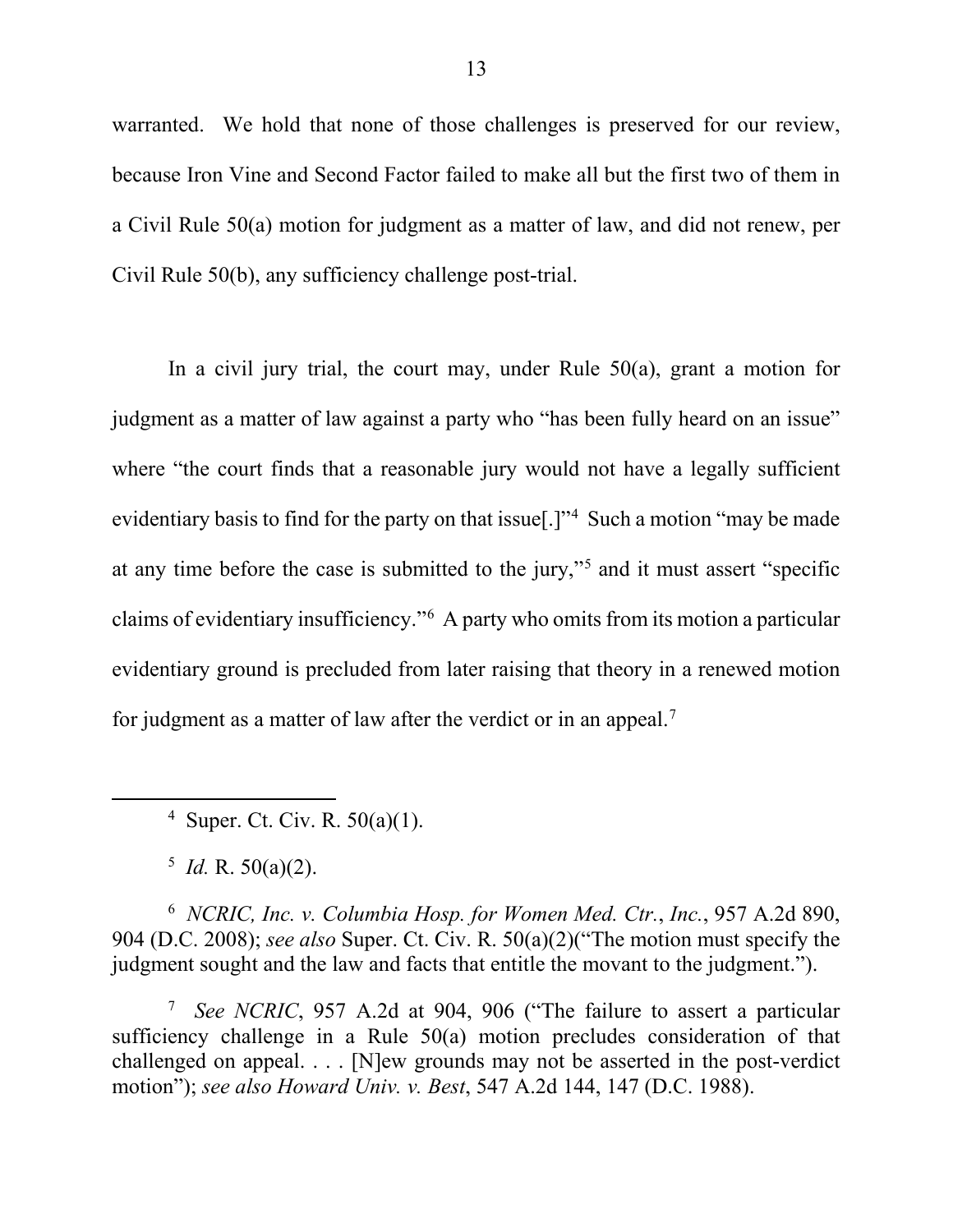warranted. We hold that none of those challenges is preserved for our review, because Iron Vine and Second Factor failed to make all but the first two of them in a Civil Rule 50(a) motion for judgment as a matter of law, and did not renew, per Civil Rule 50(b), any sufficiency challenge post-trial.

In a civil jury trial, the court may, under Rule 50(a), grant a motion for judgment as a matter of law against a party who "has been fully heard on an issue" where "the court finds that a reasonable jury would not have a legally sufficient evidentiary basis to find for the party on that issue[.]"[4] Such a motion "may be made at any time before the case is submitted to the jury,"[5] and it must assert "specific claims of evidentiary insufficiency."[6] A party who omits from its motion a particular evidentiary ground is precluded from later raising that theory in a renewed motion for judgment as a matter of law after the verdict or in an appeal.[7]

---

[4] Super. Ct. Civ. R. 50(a)(1).

[5] *Id.* R. 50(a)(2).

[6] *NCRIC, Inc. v. Columbia Hosp. for Women Med. Ctr., Inc.*, 957 A.2d 890, 904 (D.C. 2008); *see also* Super. Ct. Civ. R. 50(a)(2)("The motion must specify the judgment sought and the law and facts that entitle the movant to the judgment.").

[7] *See NCRIC*, 957 A.2d at 904, 906 ("The failure to assert a particular sufficiency challenge in a Rule 50(a) motion precludes consideration of that challenged on appeal. . . . [N]ew grounds may not be asserted in the post-verdict motion"); *see also Howard Univ. v. Best*, 547 A.2d 144, 147 (D.C. 1988).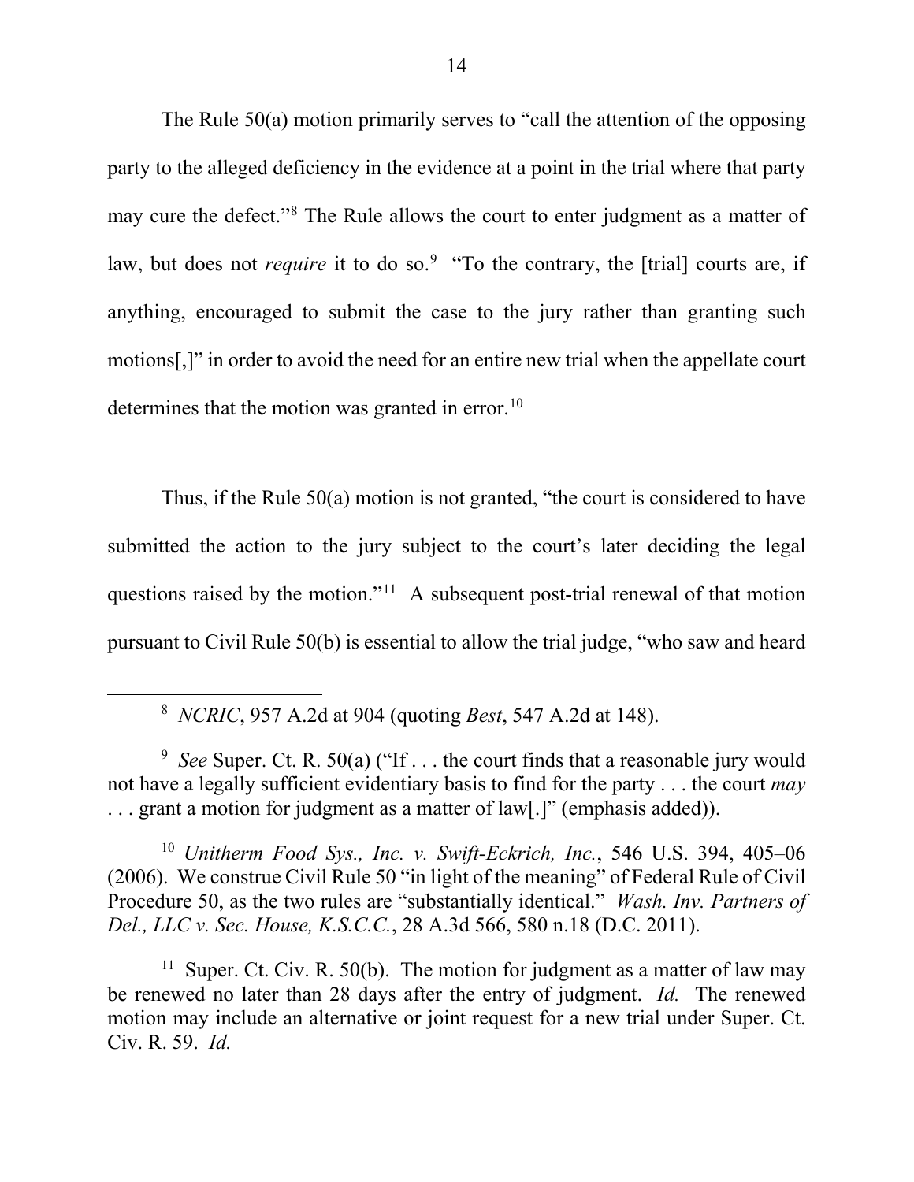The Rule 50(a) motion primarily serves to "call the attention of the opposing party to the alleged deficiency in the evidence at a point in the trial where that party may cure the defect."[8] The Rule allows the court to enter judgment as a matter of law, but does not *require* it to do so.[9] "To the contrary, the [trial] courts are, if anything, encouraged to submit the case to the jury rather than granting such motions[,]" in order to avoid the need for an entire new trial when the appellate court determines that the motion was granted in error.[10]

Thus, if the Rule 50(a) motion is not granted, "the court is considered to have submitted the action to the jury subject to the court's later deciding the legal questions raised by the motion."[11] A subsequent post-trial renewal of that motion pursuant to Civil Rule 50(b) is essential to allow the trial judge, "who saw and heard

---

[8] *NCRIC*, 957 A.2d at 904 (quoting *Best*, 547 A.2d at 148).

[9] *See* Super. Ct. R. 50(a) ("If . . . the court finds that a reasonable jury would not have a legally sufficient evidentiary basis to find for the party . . . the court *may* . . . grant a motion for judgment as a matter of law[.]" (emphasis added)).

[10] *Unitherm Food Sys., Inc. v. Swift-Eckrich, Inc.*, 546 U.S. 394, 405–06 (2006). We construe Civil Rule 50 "in light of the meaning" of Federal Rule of Civil Procedure 50, as the two rules are "substantially identical." *Wash. Inv. Partners of Del., LLC v. Sec. House, K.S.C.C.*, 28 A.3d 566, 580 n.18 (D.C. 2011).

[11] Super. Ct. Civ. R. 50(b). The motion for judgment as a matter of law may be renewed no later than 28 days after the entry of judgment. *Id.* The renewed motion may include an alternative or joint request for a new trial under Super. Ct. Civ. R. 59. *Id.*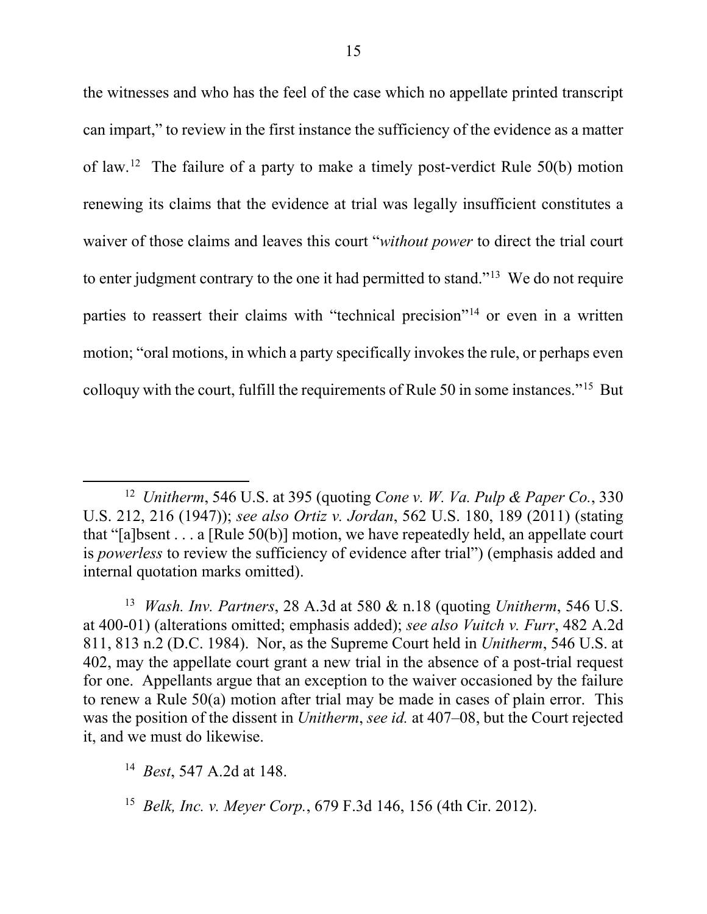the witnesses and who has the feel of the case which no appellate printed transcript can impart," to review in the first instance the sufficiency of the evidence as a matter of law.[12] The failure of a party to make a timely post-verdict Rule 50(b) motion renewing its claims that the evidence at trial was legally insufficient constitutes a waiver of those claims and leaves this court "*without power* to direct the trial court to enter judgment contrary to the one it had permitted to stand."[13] We do not require parties to reassert their claims with "technical precision"[14] or even in a written motion; "oral motions, in which a party specifically invokes the rule, or perhaps even colloquy with the court, fulfill the requirements of Rule 50 in some instances."[15] But

---

[12] *Unitherm*, 546 U.S. at 395 (quoting *Cone v. W. Va. Pulp & Paper Co.*, 330 U.S. 212, 216 (1947)); *see also Ortiz v. Jordan*, 562 U.S. 180, 189 (2011) (stating that "[a]bsent . . . a [Rule 50(b)] motion, we have repeatedly held, an appellate court is *powerless* to review the sufficiency of evidence after trial") (emphasis added and internal quotation marks omitted).

[13] *Wash. Inv. Partners*, 28 A.3d at 580 & n.18 (quoting *Unitherm*, 546 U.S. at 400-01) (alterations omitted; emphasis added); *see also Vuitch v. Furr*, 482 A.2d 811, 813 n.2 (D.C. 1984). Nor, as the Supreme Court held in *Unitherm*, 546 U.S. at 402, may the appellate court grant a new trial in the absence of a post-trial request for one. Appellants argue that an exception to the waiver occasioned by the failure to renew a Rule 50(a) motion after trial may be made in cases of plain error. This was the position of the dissent in *Unitherm*, *see id.* at 407–08, but the Court rejected it, and we must do likewise.

[14] *Best*, 547 A.2d at 148.

[15] *Belk, Inc. v. Meyer Corp.*, 679 F.3d 146, 156 (4th Cir. 2012).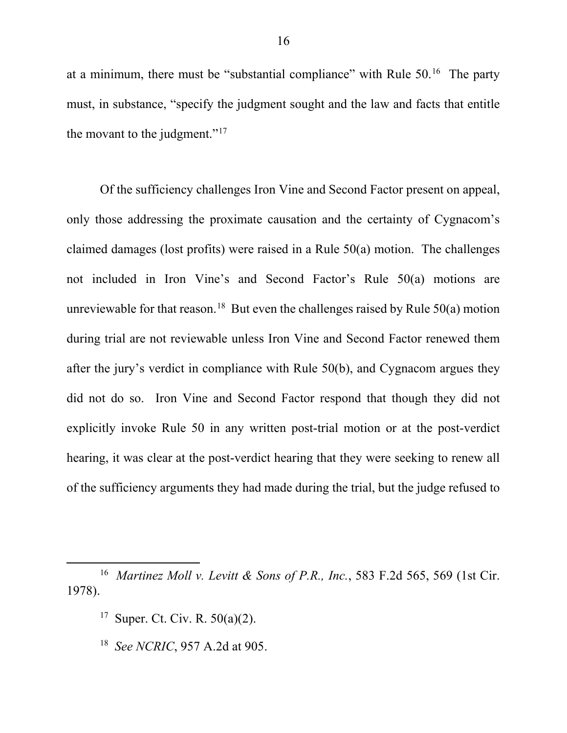at a minimum, there must be "substantial compliance" with Rule 50.[16] The party must, in substance, "specify the judgment sought and the law and facts that entitle the movant to the judgment."[17]

Of the sufficiency challenges Iron Vine and Second Factor present on appeal, only those addressing the proximate causation and the certainty of Cygnacom's claimed damages (lost profits) were raised in a Rule 50(a) motion. The challenges not included in Iron Vine's and Second Factor's Rule 50(a) motions are unreviewable for that reason.[18] But even the challenges raised by Rule 50(a) motion during trial are not reviewable unless Iron Vine and Second Factor renewed them after the jury's verdict in compliance with Rule 50(b), and Cygnacom argues they did not do so. Iron Vine and Second Factor respond that though they did not explicitly invoke Rule 50 in any written post-trial motion or at the post-verdict hearing, it was clear at the post-verdict hearing that they were seeking to renew all of the sufficiency arguments they had made during the trial, but the judge refused to

---

[16] *Martinez Moll v. Levitt & Sons of P.R., Inc.*, 583 F.2d 565, 569 (1st Cir. 1978).

[17] Super. Ct. Civ. R. 50(a)(2).

[18] *See NCRIC*, 957 A.2d at 905.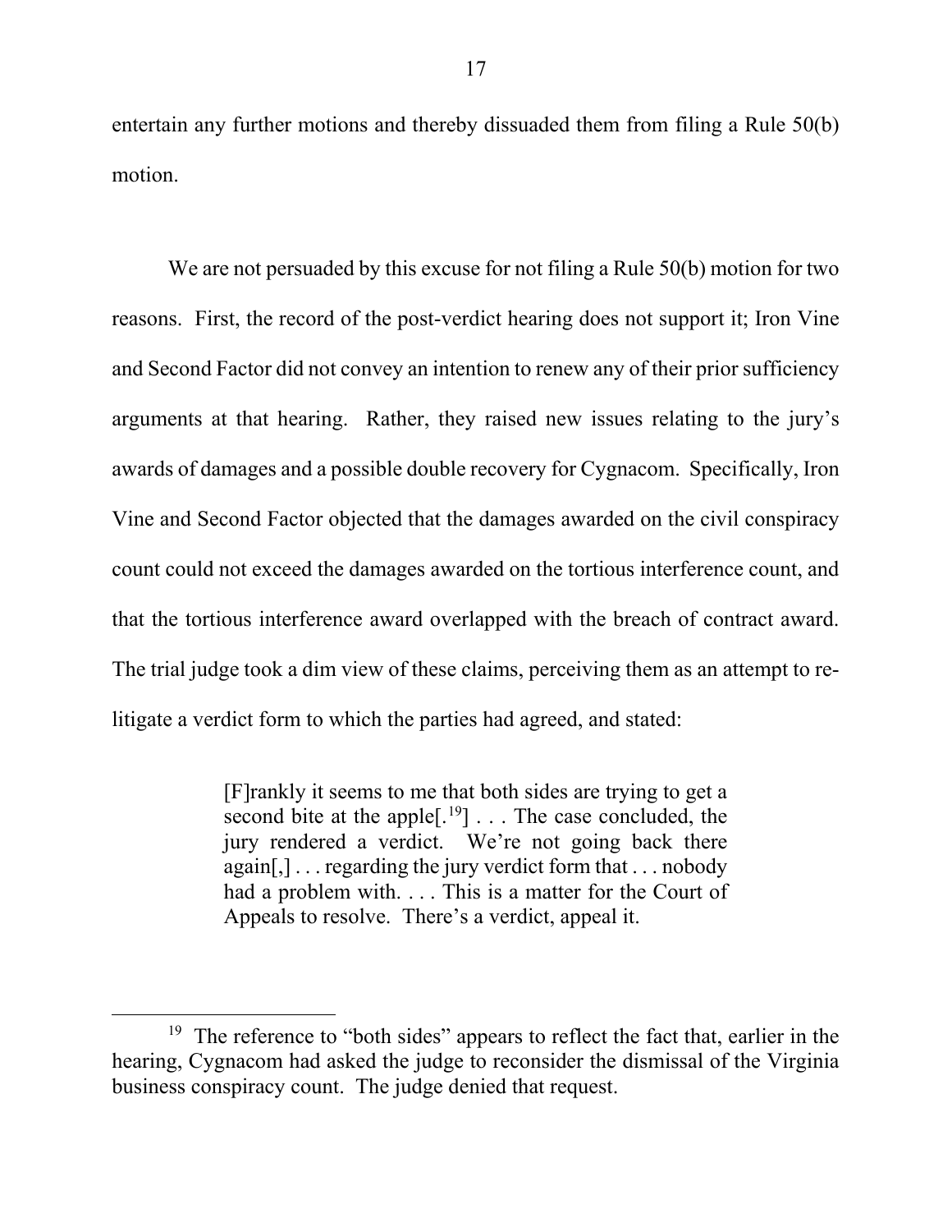entertain any further motions and thereby dissuaded them from filing a Rule 50(b) motion.

We are not persuaded by this excuse for not filing a Rule 50(b) motion for two reasons. First, the record of the post-verdict hearing does not support it; Iron Vine and Second Factor did not convey an intention to renew any of their prior sufficiency arguments at that hearing. Rather, they raised new issues relating to the jury's awards of damages and a possible double recovery for Cygnacom. Specifically, Iron Vine and Second Factor objected that the damages awarded on the civil conspiracy count could not exceed the damages awarded on the tortious interference count, and that the tortious interference award overlapped with the breach of contract award. The trial judge took a dim view of these claims, perceiving them as an attempt to re-litigate a verdict form to which the parties had agreed, and stated:

> [F]rankly it seems to me that both sides are trying to get a second bite at the apple[.[19]] . . . The case concluded, the jury rendered a verdict. We're not going back there again[,] . . . regarding the jury verdict form that . . . nobody had a problem with. . . . This is a matter for the Court of Appeals to resolve. There's a verdict, appeal it.

[19] The reference to "both sides" appears to reflect the fact that, earlier in the hearing, Cygnacom had asked the judge to reconsider the dismissal of the Virginia business conspiracy count. The judge denied that request.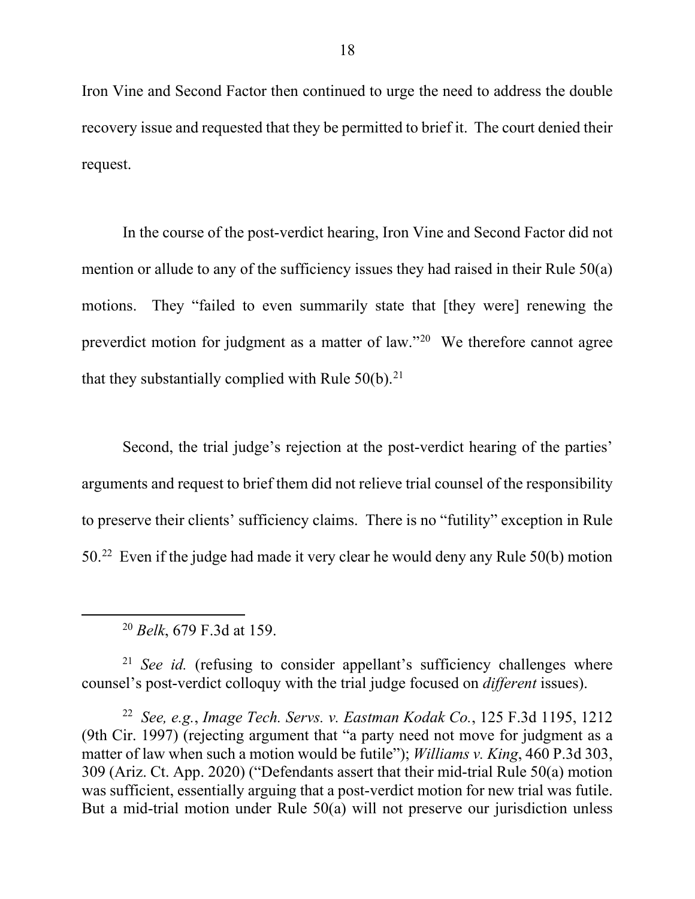Iron Vine and Second Factor then continued to urge the need to address the double recovery issue and requested that they be permitted to brief it. The court denied their request.

In the course of the post-verdict hearing, Iron Vine and Second Factor did not mention or allude to any of the sufficiency issues they had raised in their Rule 50(a) motions. They "failed to even summarily state that [they were] renewing the preverdict motion for judgment as a matter of law."[20] We therefore cannot agree that they substantially complied with Rule 50(b).[21]

Second, the trial judge's rejection at the post-verdict hearing of the parties' arguments and request to brief them did not relieve trial counsel of the responsibility to preserve their clients' sufficiency claims. There is no "futility" exception in Rule 50.[22] Even if the judge had made it very clear he would deny any Rule 50(b) motion

---

[20] *Belk*, 679 F.3d at 159.

[21] *See id.* (refusing to consider appellant's sufficiency challenges where counsel's post-verdict colloquy with the trial judge focused on *different* issues).

[22] *See, e.g.*, *Image Tech. Servs. v. Eastman Kodak Co.*, 125 F.3d 1195, 1212 (9th Cir. 1997) (rejecting argument that "a party need not move for judgment as a matter of law when such a motion would be futile"); *Williams v. King*, 460 P.3d 303, 309 (Ariz. Ct. App. 2020) ("Defendants assert that their mid-trial Rule 50(a) motion was sufficient, essentially arguing that a post-verdict motion for new trial was futile. But a mid-trial motion under Rule 50(a) will not preserve our jurisdiction unless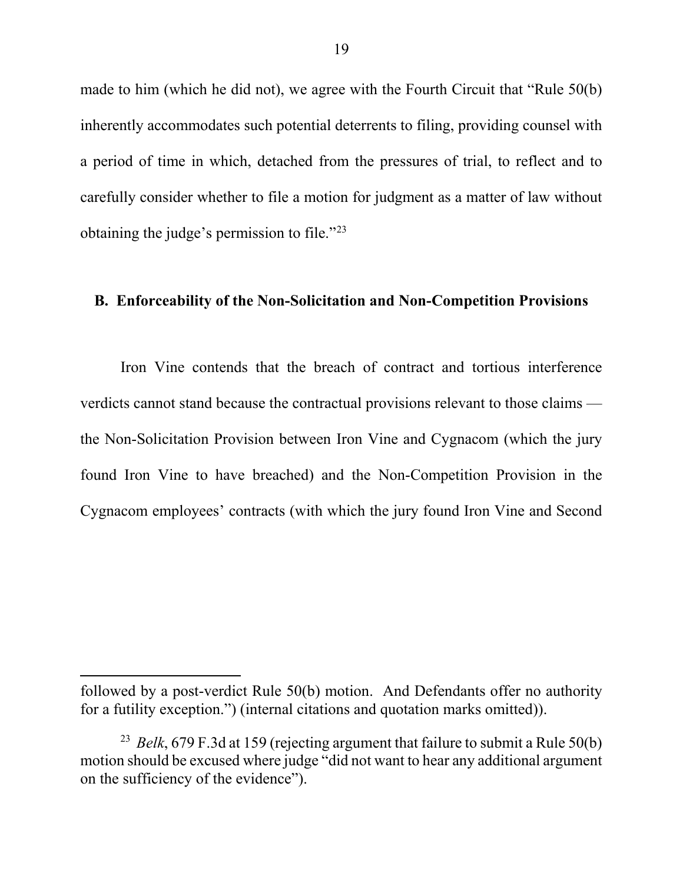made to him (which he did not), we agree with the Fourth Circuit that "Rule 50(b) inherently accommodates such potential deterrents to filing, providing counsel with a period of time in which, detached from the pressures of trial, to reflect and to carefully consider whether to file a motion for judgment as a matter of law without obtaining the judge's permission to file."[23]

### B. Enforceability of the Non-Solicitation and Non-Competition Provisions

Iron Vine contends that the breach of contract and tortious interference verdicts cannot stand because the contractual provisions relevant to those claims — the Non-Solicitation Provision between Iron Vine and Cygnacom (which the jury found Iron Vine to have breached) and the Non-Competition Provision in the Cygnacom employees' contracts (with which the jury found Iron Vine and Second

---

followed by a post-verdict Rule 50(b) motion. And Defendants offer no authority for a futility exception.") (internal citations and quotation marks omitted)).

[23] *Belk*, 679 F.3d at 159 (rejecting argument that failure to submit a Rule 50(b) motion should be excused where judge "did not want to hear any additional argument on the sufficiency of the evidence").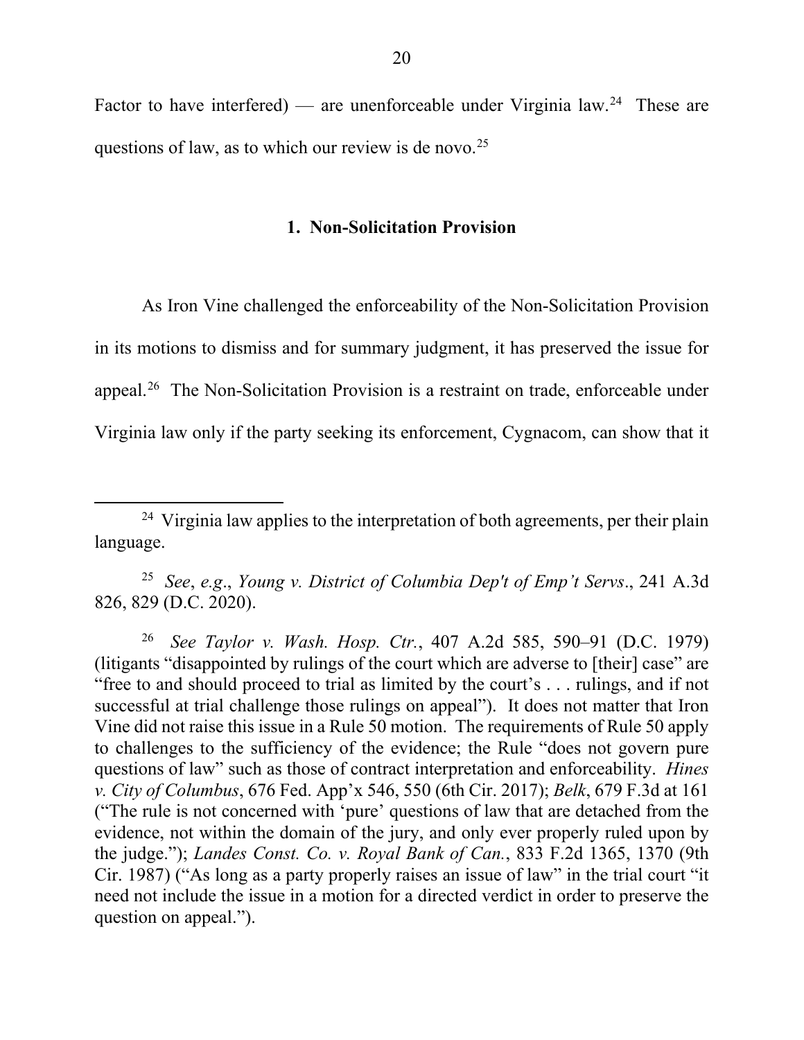Factor to have interfered) — are unenforceable under Virginia law.[24] These are questions of law, as to which our review is de novo.[25]

### 1. Non-Solicitation Provision

As Iron Vine challenged the enforceability of the Non-Solicitation Provision in its motions to dismiss and for summary judgment, it has preserved the issue for appeal.[26] The Non-Solicitation Provision is a restraint on trade, enforceable under Virginia law only if the party seeking its enforcement, Cygnacom, can show that it

---

[24] Virginia law applies to the interpretation of both agreements, per their plain language.

[25] *See*, *e.g*., *Young v. District of Columbia Dep't of Emp't Servs*., 241 A.3d 826, 829 (D.C. 2020).

[26] *See Taylor v. Wash. Hosp. Ctr.*, 407 A.2d 585, 590–91 (D.C. 1979) (litigants "disappointed by rulings of the court which are adverse to [their] case" are "free to and should proceed to trial as limited by the court's . . . rulings, and if not successful at trial challenge those rulings on appeal"). It does not matter that Iron Vine did not raise this issue in a Rule 50 motion. The requirements of Rule 50 apply to challenges to the sufficiency of the evidence; the Rule "does not govern pure questions of law" such as those of contract interpretation and enforceability. *Hines v. City of Columbus*, 676 Fed. App'x 546, 550 (6th Cir. 2017); *Belk*, 679 F.3d at 161 ("The rule is not concerned with 'pure' questions of law that are detached from the evidence, not within the domain of the jury, and only ever properly ruled upon by the judge."); *Landes Const. Co. v. Royal Bank of Can.*, 833 F.2d 1365, 1370 (9th Cir. 1987) ("As long as a party properly raises an issue of law" in the trial court "it need not include the issue in a motion for a directed verdict in order to preserve the question on appeal.").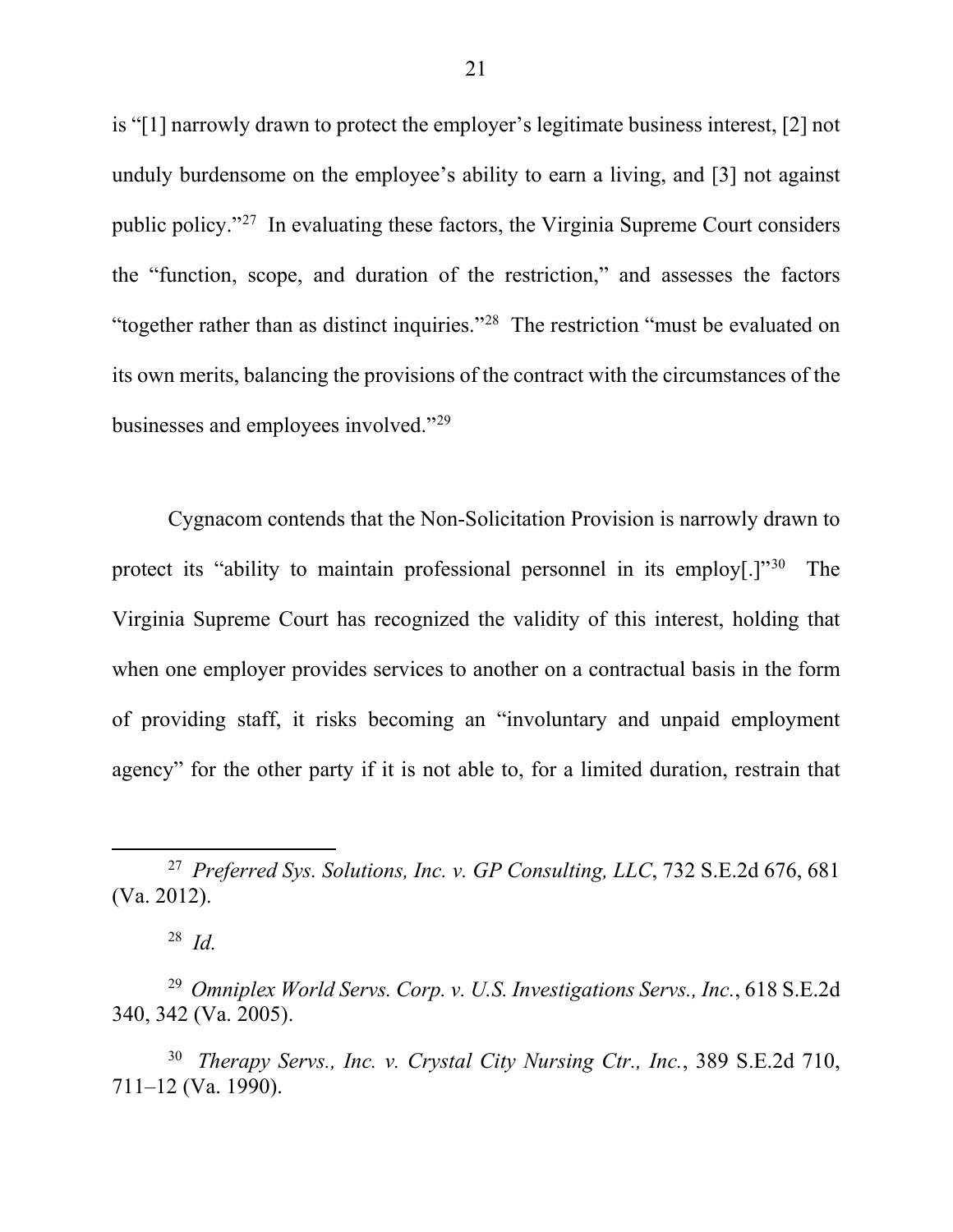is "[1] narrowly drawn to protect the employer's legitimate business interest, [2] not unduly burdensome on the employee's ability to earn a living, and [3] not against public policy."[27] In evaluating these factors, the Virginia Supreme Court considers the "function, scope, and duration of the restriction," and assesses the factors "together rather than as distinct inquiries."[28] The restriction "must be evaluated on its own merits, balancing the provisions of the contract with the circumstances of the businesses and employees involved."[29]

Cygnacom contends that the Non-Solicitation Provision is narrowly drawn to protect its "ability to maintain professional personnel in its employ[.]"[30] The Virginia Supreme Court has recognized the validity of this interest, holding that when one employer provides services to another on a contractual basis in the form of providing staff, it risks becoming an "involuntary and unpaid employment agency" for the other party if it is not able to, for a limited duration, restrain that

---

[27] *Preferred Sys. Solutions, Inc. v. GP Consulting, LLC*, 732 S.E.2d 676, 681 (Va. 2012).

[28] *Id.*

[29] *Omniplex World Servs. Corp. v. U.S. Investigations Servs., Inc.*, 618 S.E.2d 340, 342 (Va. 2005).

[30] *Therapy Servs., Inc. v. Crystal City Nursing Ctr., Inc.*, 389 S.E.2d 710, 711–12 (Va. 1990).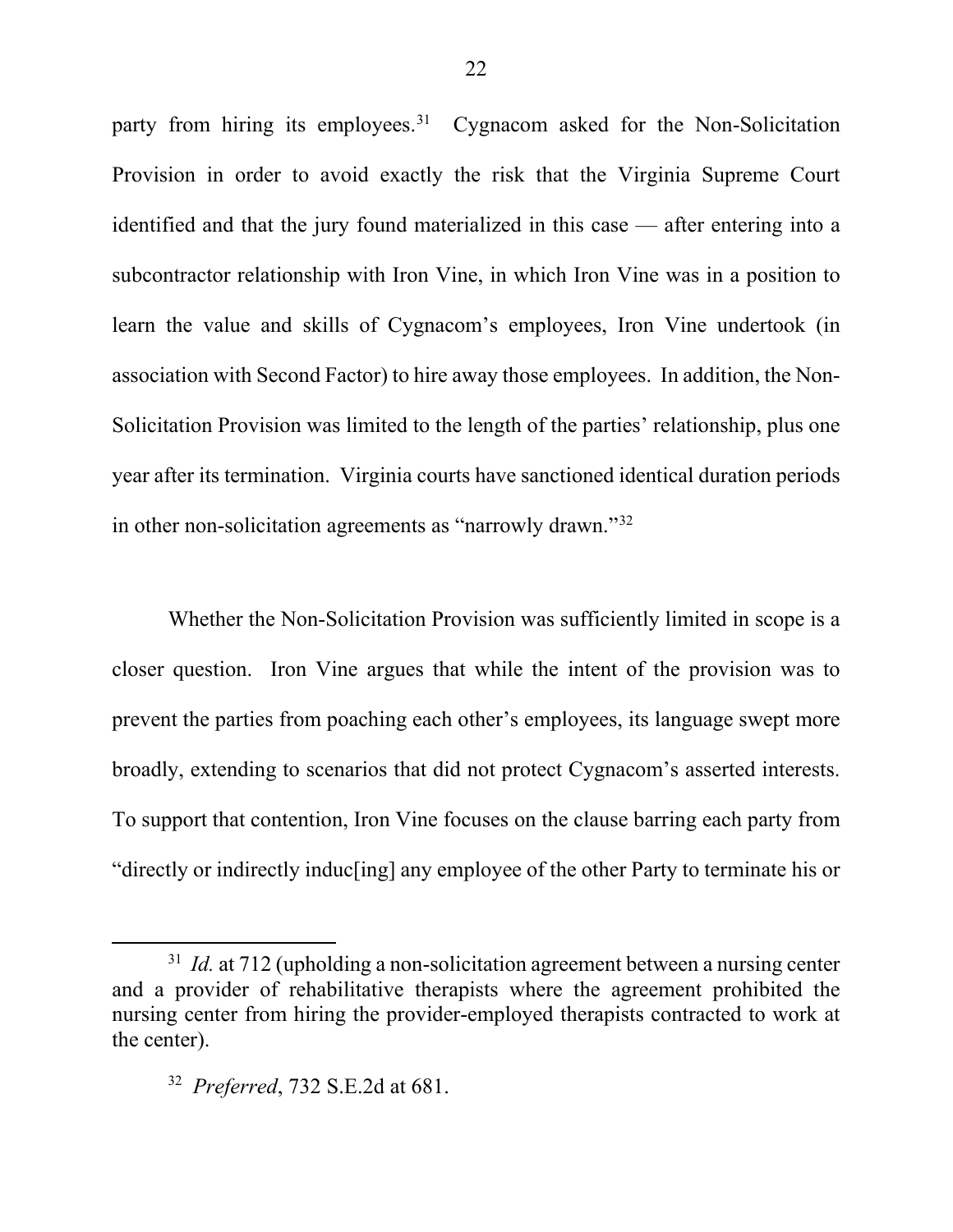party from hiring its employees.[31] Cygnacom asked for the Non-Solicitation Provision in order to avoid exactly the risk that the Virginia Supreme Court identified and that the jury found materialized in this case — after entering into a subcontractor relationship with Iron Vine, in which Iron Vine was in a position to learn the value and skills of Cygnacom's employees, Iron Vine undertook (in association with Second Factor) to hire away those employees. In addition, the Non-Solicitation Provision was limited to the length of the parties' relationship, plus one year after its termination. Virginia courts have sanctioned identical duration periods in other non-solicitation agreements as "narrowly drawn."[32]

Whether the Non-Solicitation Provision was sufficiently limited in scope is a closer question. Iron Vine argues that while the intent of the provision was to prevent the parties from poaching each other's employees, its language swept more broadly, extending to scenarios that did not protect Cygnacom's asserted interests. To support that contention, Iron Vine focuses on the clause barring each party from "directly or indirectly induc[ing] any employee of the other Party to terminate his or

---

[31] *Id.* at 712 (upholding a non-solicitation agreement between a nursing center and a provider of rehabilitative therapists where the agreement prohibited the nursing center from hiring the provider-employed therapists contracted to work at the center).

[32] *Preferred*, 732 S.E.2d at 681.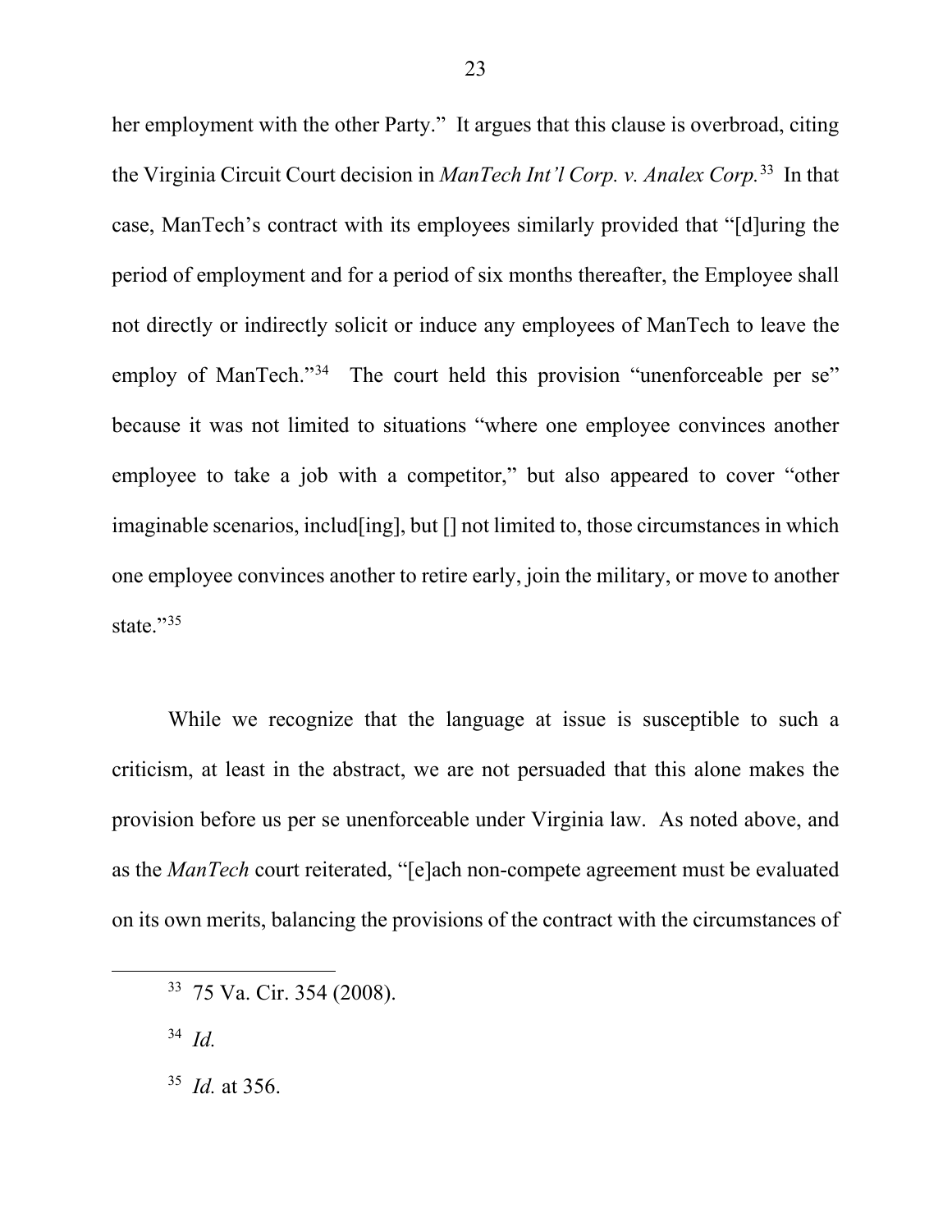her employment with the other Party." It argues that this clause is overbroad, citing the Virginia Circuit Court decision in *ManTech Int'l Corp. v. Analex Corp.*[33] In that case, ManTech's contract with its employees similarly provided that "[d]uring the period of employment and for a period of six months thereafter, the Employee shall not directly or indirectly solicit or induce any employees of ManTech to leave the employ of ManTech."[34] The court held this provision "unenforceable per se" because it was not limited to situations "where one employee convinces another employee to take a job with a competitor," but also appeared to cover "other imaginable scenarios, includ[ing], but [] not limited to, those circumstances in which one employee convinces another to retire early, join the military, or move to another state."[35]

While we recognize that the language at issue is susceptible to such a criticism, at least in the abstract, we are not persuaded that this alone makes the provision before us per se unenforceable under Virginia law. As noted above, and as the *ManTech* court reiterated, "[e]ach non-compete agreement must be evaluated on its own merits, balancing the provisions of the contract with the circumstances of

---

[33] 75 Va. Cir. 354 (2008).

[34] *Id.*

[35] *Id.* at 356.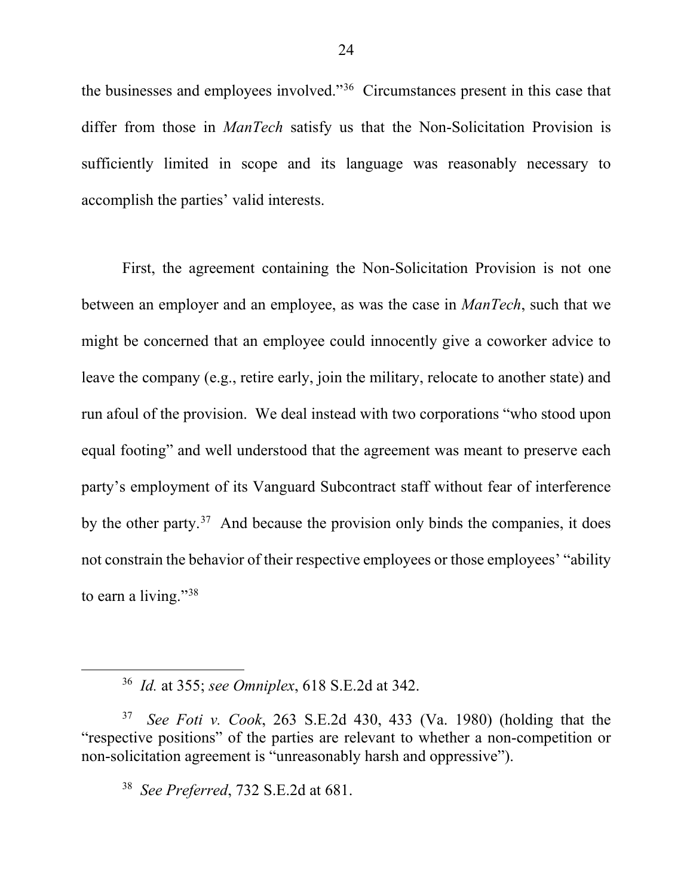the businesses and employees involved."[36] Circumstances present in this case that differ from those in *ManTech* satisfy us that the Non-Solicitation Provision is sufficiently limited in scope and its language was reasonably necessary to accomplish the parties' valid interests.

First, the agreement containing the Non-Solicitation Provision is not one between an employer and an employee, as was the case in *ManTech*, such that we might be concerned that an employee could innocently give a coworker advice to leave the company (e.g., retire early, join the military, relocate to another state) and run afoul of the provision. We deal instead with two corporations "who stood upon equal footing" and well understood that the agreement was meant to preserve each party's employment of its Vanguard Subcontract staff without fear of interference by the other party.[37] And because the provision only binds the companies, it does not constrain the behavior of their respective employees or those employees' "ability to earn a living."[38]

---

[36] *Id.* at 355; *see Omniplex*, 618 S.E.2d at 342.

[37] *See Foti v. Cook*, 263 S.E.2d 430, 433 (Va. 1980) (holding that the "respective positions" of the parties are relevant to whether a non-competition or non-solicitation agreement is "unreasonably harsh and oppressive").

[38] *See Preferred*, 732 S.E.2d at 681.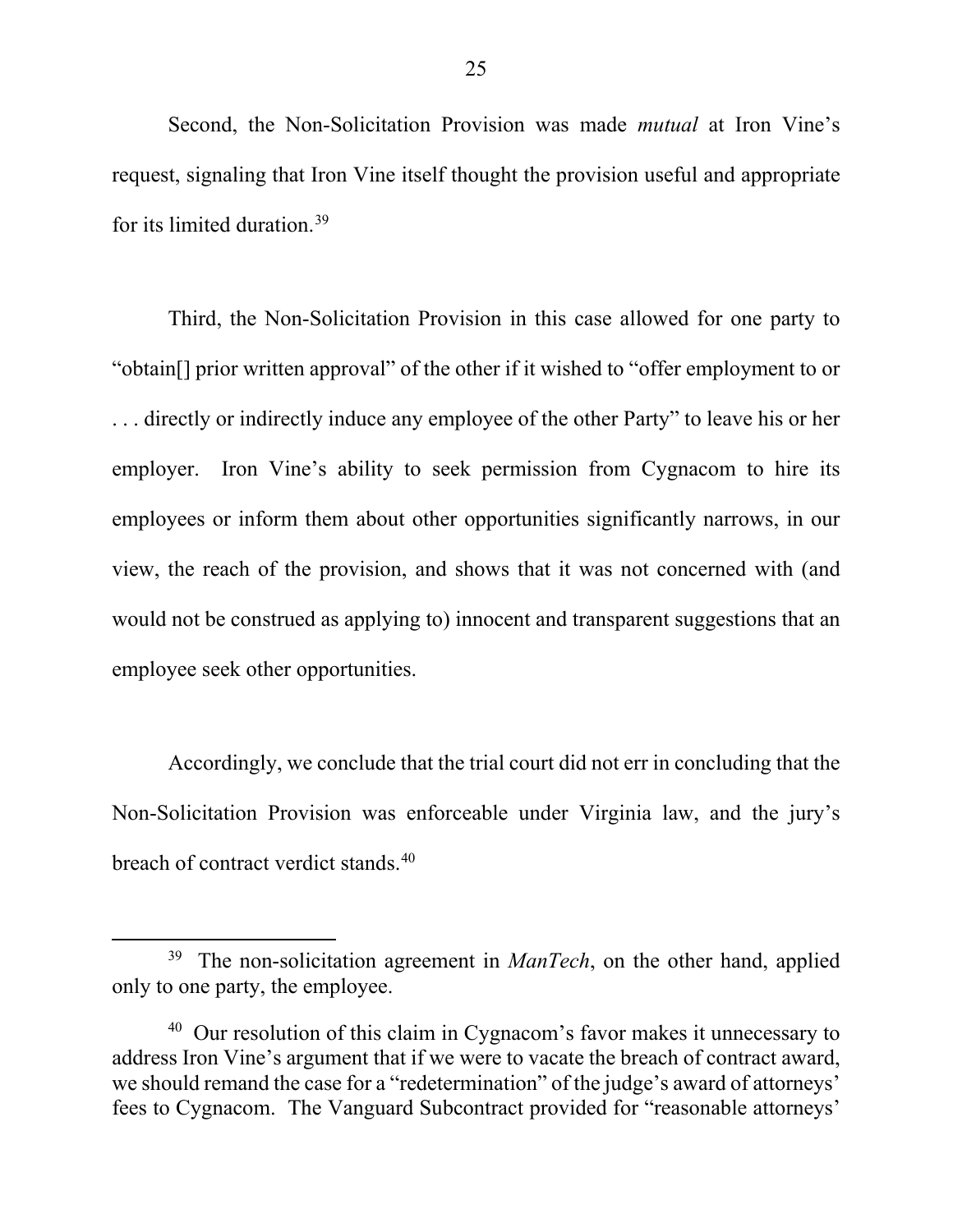Second, the Non-Solicitation Provision was made *mutual* at Iron Vine's request, signaling that Iron Vine itself thought the provision useful and appropriate for its limited duration.[39]

Third, the Non-Solicitation Provision in this case allowed for one party to "obtain[] prior written approval" of the other if it wished to "offer employment to or . . . directly or indirectly induce any employee of the other Party" to leave his or her employer. Iron Vine's ability to seek permission from Cygnacom to hire its employees or inform them about other opportunities significantly narrows, in our view, the reach of the provision, and shows that it was not concerned with (and would not be construed as applying to) innocent and transparent suggestions that an employee seek other opportunities.

Accordingly, we conclude that the trial court did not err in concluding that the Non-Solicitation Provision was enforceable under Virginia law, and the jury's breach of contract verdict stands.[40]

---

[39] The non-solicitation agreement in *ManTech*, on the other hand, applied only to one party, the employee.

[40] Our resolution of this claim in Cygnacom's favor makes it unnecessary to address Iron Vine's argument that if we were to vacate the breach of contract award, we should remand the case for a "redetermination" of the judge's award of attorneys' fees to Cygnacom. The Vanguard Subcontract provided for "reasonable attorneys'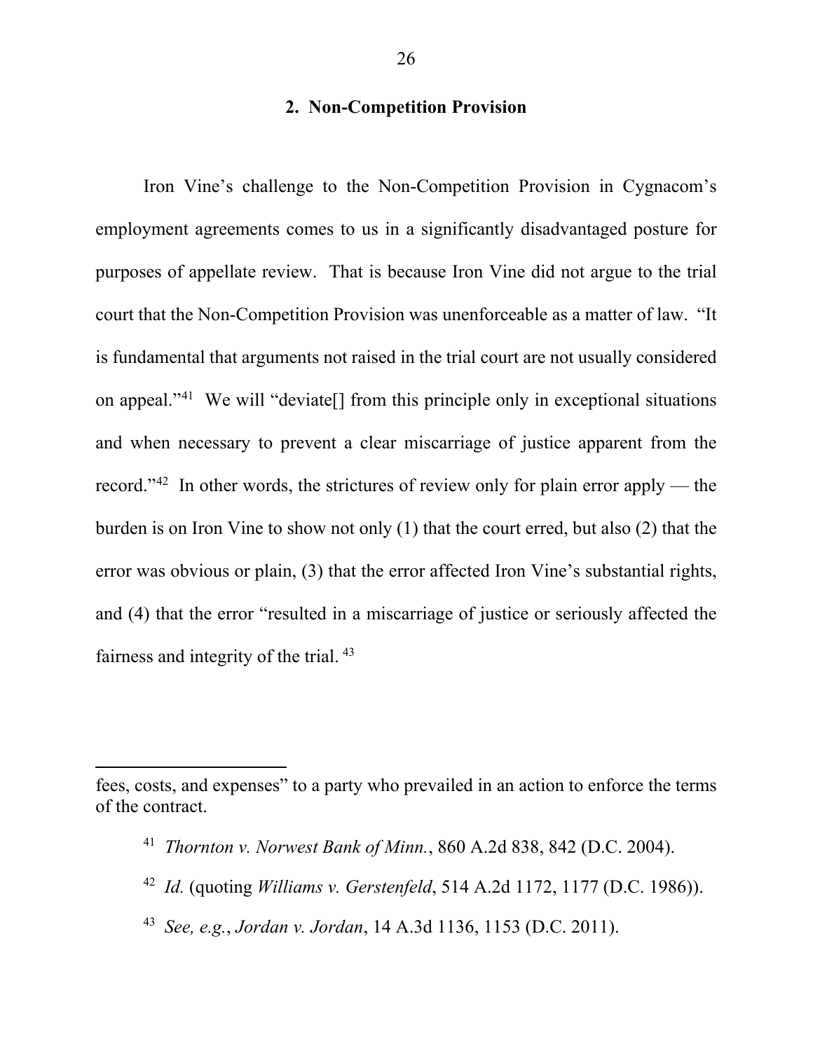### 2. Non-Competition Provision

Iron Vine's challenge to the Non-Competition Provision in Cygnacom's employment agreements comes to us in a significantly disadvantaged posture for purposes of appellate review. That is because Iron Vine did not argue to the trial court that the Non-Competition Provision was unenforceable as a matter of law. "It is fundamental that arguments not raised in the trial court are not usually considered on appeal."[41] We will "deviate[] from this principle only in exceptional situations and when necessary to prevent a clear miscarriage of justice apparent from the record."[42] In other words, the strictures of review only for plain error apply — the burden is on Iron Vine to show not only (1) that the court erred, but also (2) that the error was obvious or plain, (3) that the error affected Iron Vine's substantial rights, and (4) that the error "resulted in a miscarriage of justice or seriously affected the fairness and integrity of the trial. [43]

---

fees, costs, and expenses" to a party who prevailed in an action to enforce the terms of the contract.

[41] *Thornton v. Norwest Bank of Minn.*, 860 A.2d 838, 842 (D.C. 2004).

[42] *Id.* (quoting *Williams v. Gerstenfeld*, 514 A.2d 1172, 1177 (D.C. 1986)).

[43] *See, e.g.*, *Jordan v. Jordan*, 14 A.3d 1136, 1153 (D.C. 2011).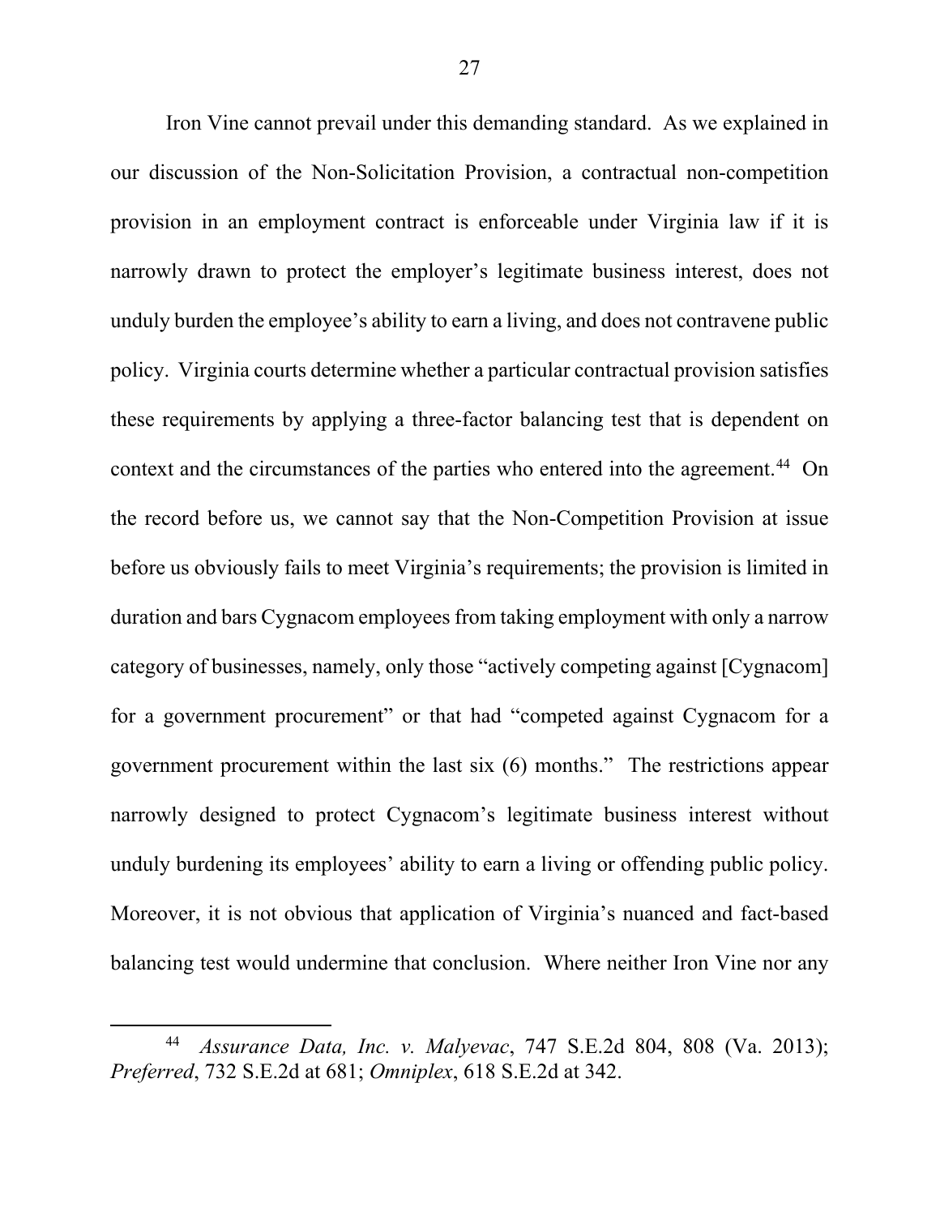Iron Vine cannot prevail under this demanding standard. As we explained in our discussion of the Non-Solicitation Provision, a contractual non-competition provision in an employment contract is enforceable under Virginia law if it is narrowly drawn to protect the employer's legitimate business interest, does not unduly burden the employee's ability to earn a living, and does not contravene public policy. Virginia courts determine whether a particular contractual provision satisfies these requirements by applying a three-factor balancing test that is dependent on context and the circumstances of the parties who entered into the agreement.[44] On the record before us, we cannot say that the Non-Competition Provision at issue before us obviously fails to meet Virginia's requirements; the provision is limited in duration and bars Cygnacom employees from taking employment with only a narrow category of businesses, namely, only those "actively competing against [Cygnacom] for a government procurement" or that had "competed against Cygnacom for a government procurement within the last six (6) months." The restrictions appear narrowly designed to protect Cygnacom's legitimate business interest without unduly burdening its employees' ability to earn a living or offending public policy. Moreover, it is not obvious that application of Virginia's nuanced and fact-based balancing test would undermine that conclusion. Where neither Iron Vine nor any

---

[44] *Assurance Data, Inc. v. Malyevac*, 747 S.E.2d 804, 808 (Va. 2013); *Preferred*, 732 S.E.2d at 681; *Omniplex*, 618 S.E.2d at 342.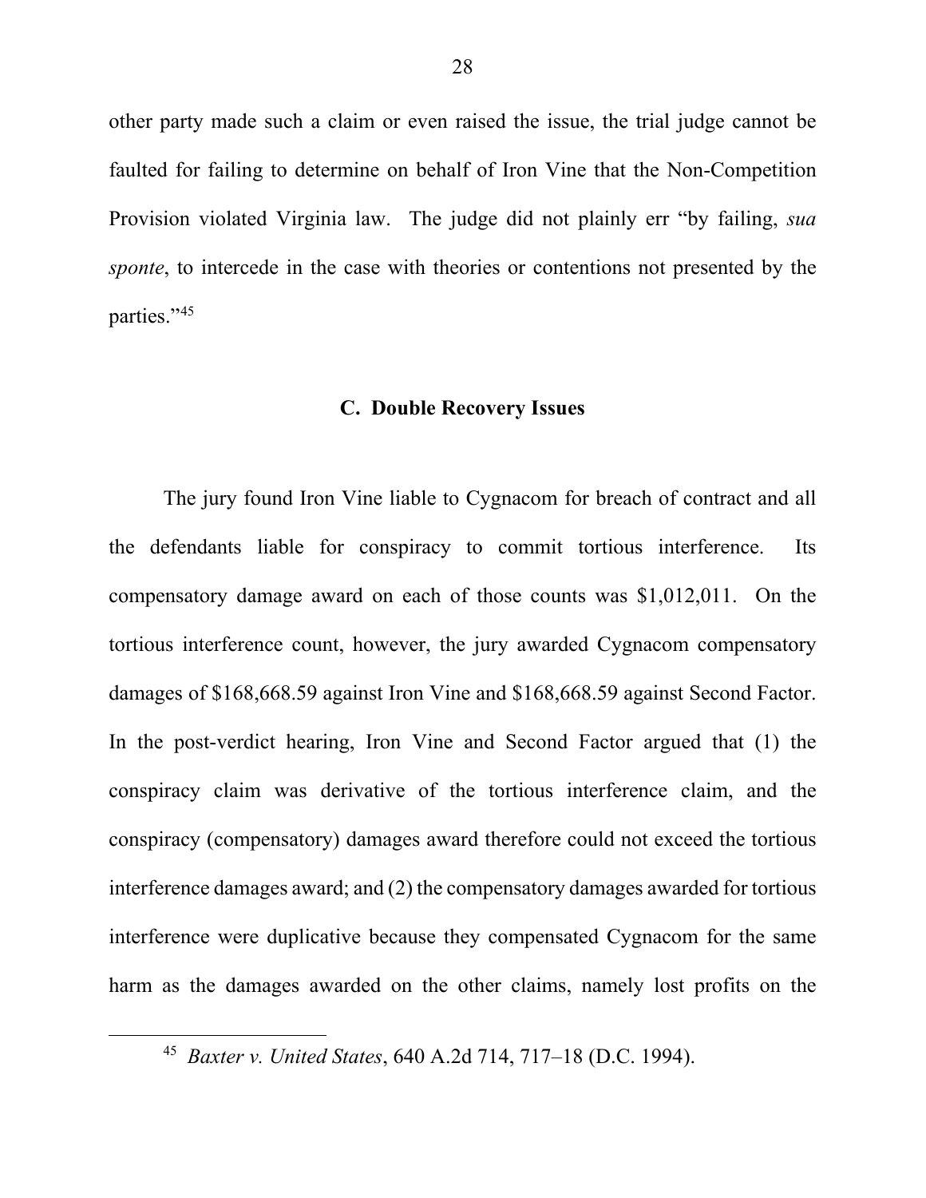other party made such a claim or even raised the issue, the trial judge cannot be faulted for failing to determine on behalf of Iron Vine that the Non-Competition Provision violated Virginia law. The judge did not plainly err "by failing, *sua sponte*, to intercede in the case with theories or contentions not presented by the parties."[45]

### C. Double Recovery Issues

The jury found Iron Vine liable to Cygnacom for breach of contract and all the defendants liable for conspiracy to commit tortious interference. Its compensatory damage award on each of those counts was $1,012,011. On the tortious interference count, however, the jury awarded Cygnacom compensatory damages of $168,668.59 against Iron Vine and $168,668.59 against Second Factor. In the post-verdict hearing, Iron Vine and Second Factor argued that (1) the conspiracy claim was derivative of the tortious interference claim, and the conspiracy (compensatory) damages award therefore could not exceed the tortious interference damages award; and (2) the compensatory damages awarded for tortious interference were duplicative because they compensated Cygnacom for the same harm as the damages awarded on the other claims, namely lost profits on the

---

[45] *Baxter v. United States*, 640 A.2d 714, 717–18 (D.C. 1994).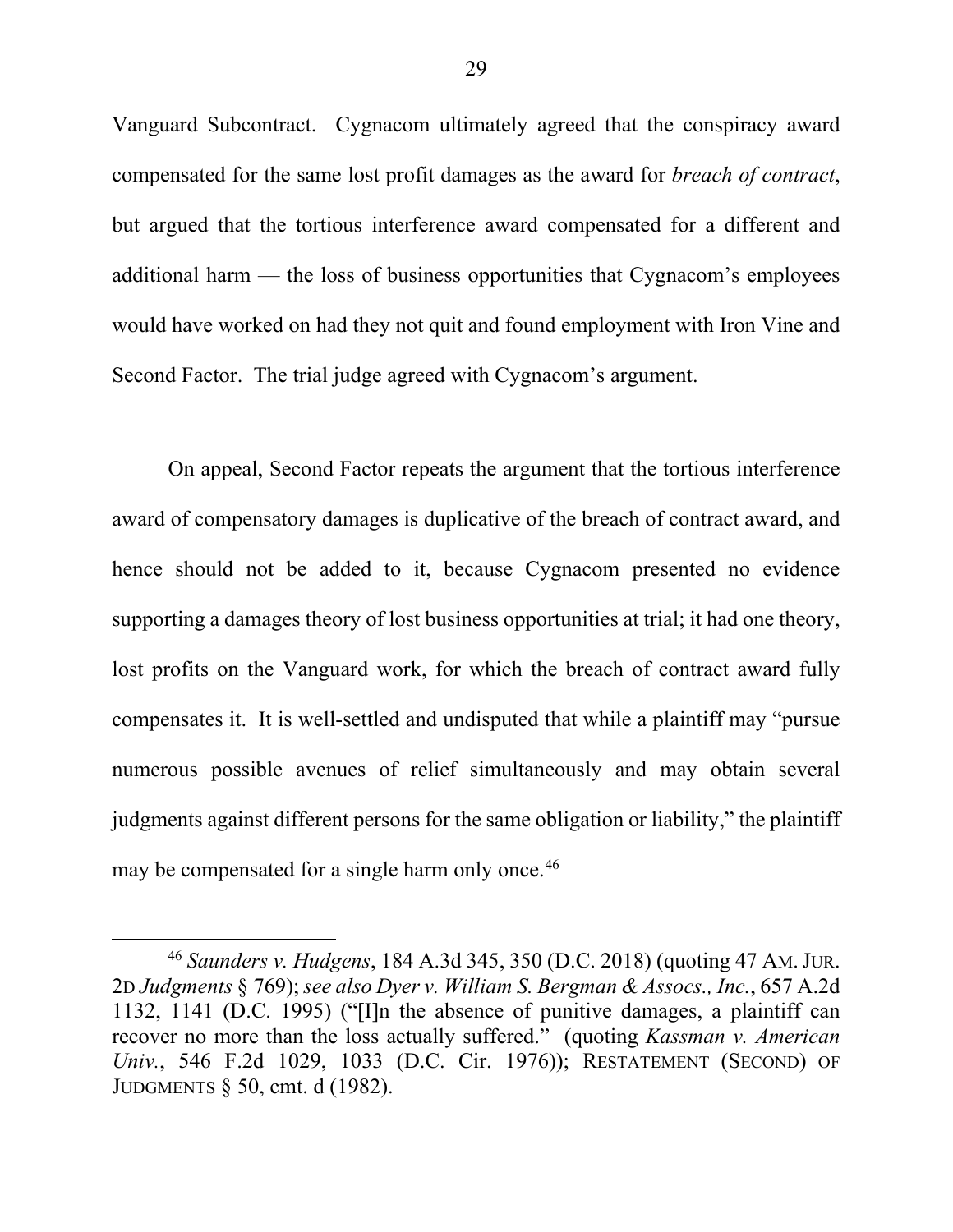Vanguard Subcontract. Cygnacom ultimately agreed that the conspiracy award compensated for the same lost profit damages as the award for *breach of contract*, but argued that the tortious interference award compensated for a different and additional harm — the loss of business opportunities that Cygnacom's employees would have worked on had they not quit and found employment with Iron Vine and Second Factor. The trial judge agreed with Cygnacom's argument.

On appeal, Second Factor repeats the argument that the tortious interference award of compensatory damages is duplicative of the breach of contract award, and hence should not be added to it, because Cygnacom presented no evidence supporting a damages theory of lost business opportunities at trial; it had one theory, lost profits on the Vanguard work, for which the breach of contract award fully compensates it. It is well-settled and undisputed that while a plaintiff may "pursue numerous possible avenues of relief simultaneously and may obtain several judgments against different persons for the same obligation or liability," the plaintiff may be compensated for a single harm only once.[46]

---

[46] *Saunders v. Hudgens*, 184 A.3d 345, 350 (D.C. 2018) (quoting 47 AM. JUR. 2D *Judgments* § 769); *see also Dyer v. William S. Bergman & Assocs., Inc.*, 657 A.2d 1132, 1141 (D.C. 1995) ("[I]n the absence of punitive damages, a plaintiff can recover no more than the loss actually suffered." (quoting *Kassman v. American Univ.*, 546 F.2d 1029, 1033 (D.C. Cir. 1976)); RESTATEMENT (SECOND) OF JUDGMENTS § 50, cmt. d (1982).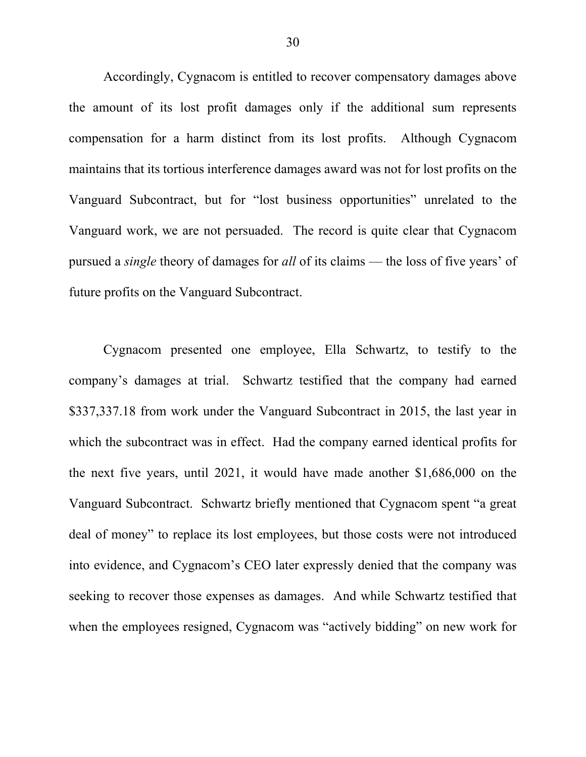Accordingly, Cygnacom is entitled to recover compensatory damages above the amount of its lost profit damages only if the additional sum represents compensation for a harm distinct from its lost profits. Although Cygnacom maintains that its tortious interference damages award was not for lost profits on the Vanguard Subcontract, but for "lost business opportunities" unrelated to the Vanguard work, we are not persuaded. The record is quite clear that Cygnacom pursued a *single* theory of damages for *all* of its claims — the loss of five years' of future profits on the Vanguard Subcontract.

Cygnacom presented one employee, Ella Schwartz, to testify to the company's damages at trial. Schwartz testified that the company had earned $337,337.18 from work under the Vanguard Subcontract in 2015, the last year in which the subcontract was in effect. Had the company earned identical profits for the next five years, until 2021, it would have made another $1,686,000 on the Vanguard Subcontract. Schwartz briefly mentioned that Cygnacom spent "a great deal of money" to replace its lost employees, but those costs were not introduced into evidence, and Cygnacom's CEO later expressly denied that the company was seeking to recover those expenses as damages. And while Schwartz testified that when the employees resigned, Cygnacom was "actively bidding" on new work for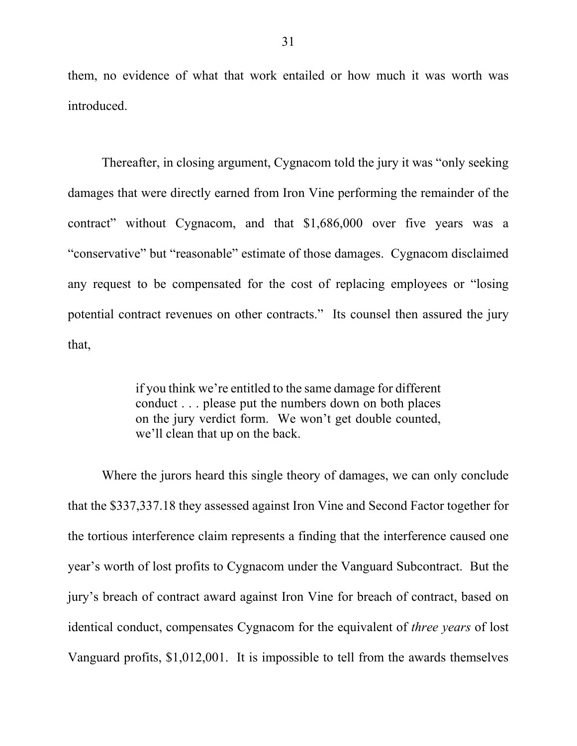them, no evidence of what that work entailed or how much it was worth was introduced.

Thereafter, in closing argument, Cygnacom told the jury it was "only seeking damages that were directly earned from Iron Vine performing the remainder of the contract" without Cygnacom, and that $1,686,000 over five years was a "conservative" but "reasonable" estimate of those damages. Cygnacom disclaimed any request to be compensated for the cost of replacing employees or "losing potential contract revenues on other contracts." Its counsel then assured the jury that,

> if you think we're entitled to the same damage for different conduct . . . please put the numbers down on both places on the jury verdict form. We won't get double counted, we'll clean that up on the back.

Where the jurors heard this single theory of damages, we can only conclude that the $337,337.18 they assessed against Iron Vine and Second Factor together for the tortious interference claim represents a finding that the interference caused one year's worth of lost profits to Cygnacom under the Vanguard Subcontract. But the jury's breach of contract award against Iron Vine for breach of contract, based on identical conduct, compensates Cygnacom for the equivalent of *three years* of lost Vanguard profits, $1,012,001. It is impossible to tell from the awards themselves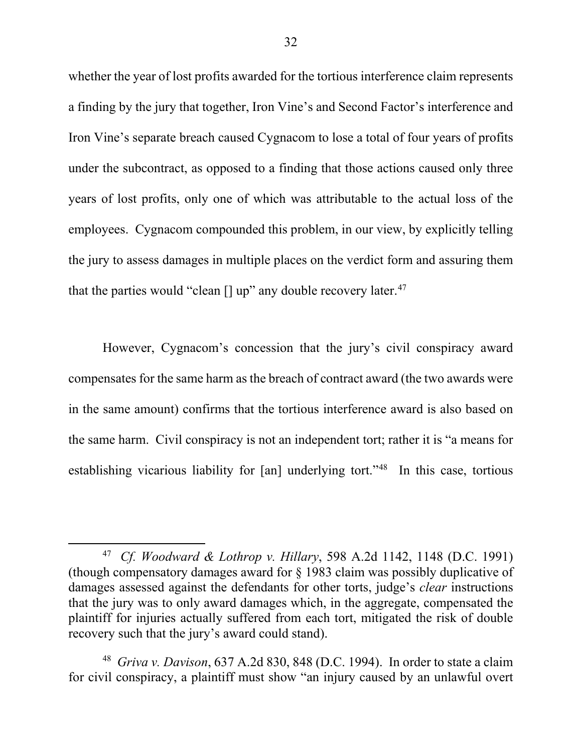whether the year of lost profits awarded for the tortious interference claim represents a finding by the jury that together, Iron Vine's and Second Factor's interference and Iron Vine's separate breach caused Cygnacom to lose a total of four years of profits under the subcontract, as opposed to a finding that those actions caused only three years of lost profits, only one of which was attributable to the actual loss of the employees. Cygnacom compounded this problem, in our view, by explicitly telling the jury to assess damages in multiple places on the verdict form and assuring them that the parties would "clean [] up" any double recovery later.[47]

However, Cygnacom's concession that the jury's civil conspiracy award compensates for the same harm as the breach of contract award (the two awards were in the same amount) confirms that the tortious interference award is also based on the same harm. Civil conspiracy is not an independent tort; rather it is "a means for establishing vicarious liability for [an] underlying tort."[48] In this case, tortious

---

[47] *Cf. Woodward & Lothrop v. Hillary*, 598 A.2d 1142, 1148 (D.C. 1991) (though compensatory damages award for § 1983 claim was possibly duplicative of damages assessed against the defendants for other torts, judge's *clear* instructions that the jury was to only award damages which, in the aggregate, compensated the plaintiff for injuries actually suffered from each tort, mitigated the risk of double recovery such that the jury's award could stand).

[48] *Griva v. Davison*, 637 A.2d 830, 848 (D.C. 1994). In order to state a claim for civil conspiracy, a plaintiff must show "an injury caused by an unlawful overt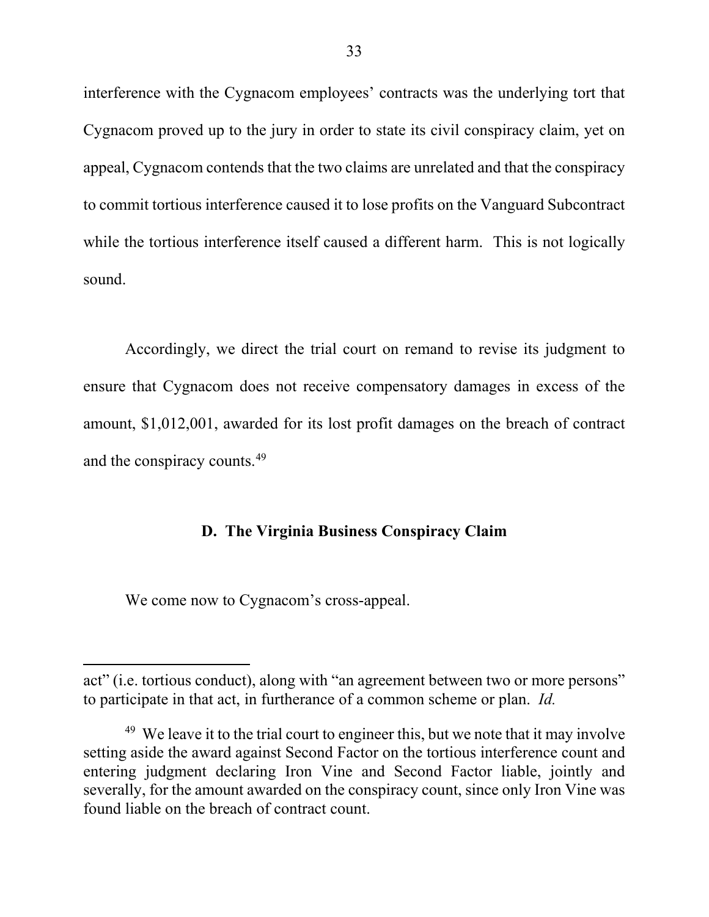interference with the Cygnacom employees' contracts was the underlying tort that Cygnacom proved up to the jury in order to state its civil conspiracy claim, yet on appeal, Cygnacom contends that the two claims are unrelated and that the conspiracy to commit tortious interference caused it to lose profits on the Vanguard Subcontract while the tortious interference itself caused a different harm. This is not logically sound.

Accordingly, we direct the trial court on remand to revise its judgment to ensure that Cygnacom does not receive compensatory damages in excess of the amount, $1,012,001, awarded for its lost profit damages on the breach of contract and the conspiracy counts.[49]

### D. The Virginia Business Conspiracy Claim

We come now to Cygnacom's cross-appeal.

---

act" (i.e. tortious conduct), along with "an agreement between two or more persons" to participate in that act, in furtherance of a common scheme or plan. *Id.*

[49] We leave it to the trial court to engineer this, but we note that it may involve setting aside the award against Second Factor on the tortious interference count and entering judgment declaring Iron Vine and Second Factor liable, jointly and severally, for the amount awarded on the conspiracy count, since only Iron Vine was found liable on the breach of contract count.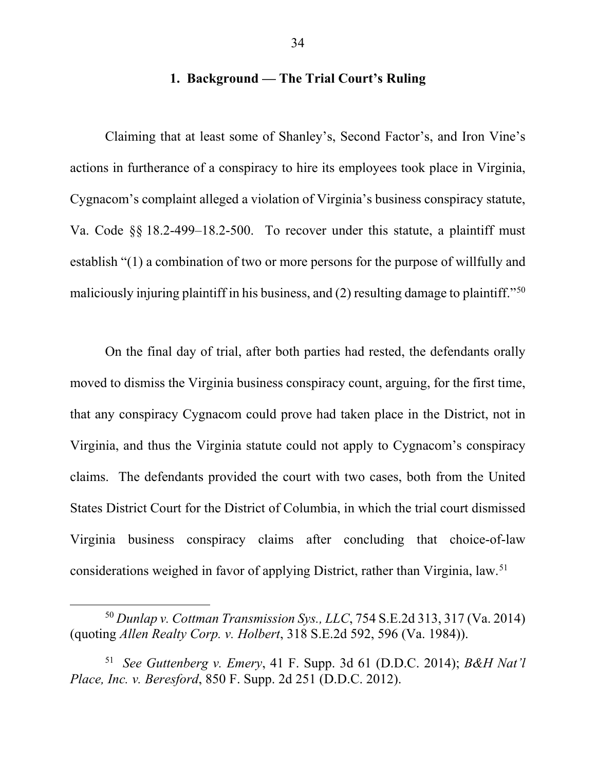### 1. Background — The Trial Court's Ruling

Claiming that at least some of Shanley's, Second Factor's, and Iron Vine's actions in furtherance of a conspiracy to hire its employees took place in Virginia, Cygnacom's complaint alleged a violation of Virginia's business conspiracy statute, Va. Code §§ 18.2-499–18.2-500. To recover under this statute, a plaintiff must establish "(1) a combination of two or more persons for the purpose of willfully and maliciously injuring plaintiff in his business, and (2) resulting damage to plaintiff."[50]

On the final day of trial, after both parties had rested, the defendants orally moved to dismiss the Virginia business conspiracy count, arguing, for the first time, that any conspiracy Cygnacom could prove had taken place in the District, not in Virginia, and thus the Virginia statute could not apply to Cygnacom's conspiracy claims. The defendants provided the court with two cases, both from the United States District Court for the District of Columbia, in which the trial court dismissed Virginia business conspiracy claims after concluding that choice-of-law considerations weighed in favor of applying District, rather than Virginia, law.[51]

---

[50] *Dunlap v. Cottman Transmission Sys., LLC*, 754 S.E.2d 313, 317 (Va. 2014) (quoting *Allen Realty Corp. v. Holbert*, 318 S.E.2d 592, 596 (Va. 1984)).

[51] *See Guttenberg v. Emery*, 41 F. Supp. 3d 61 (D.D.C. 2014); *B&H Nat'l Place, Inc. v. Beresford*, 850 F. Supp. 2d 251 (D.D.C. 2012).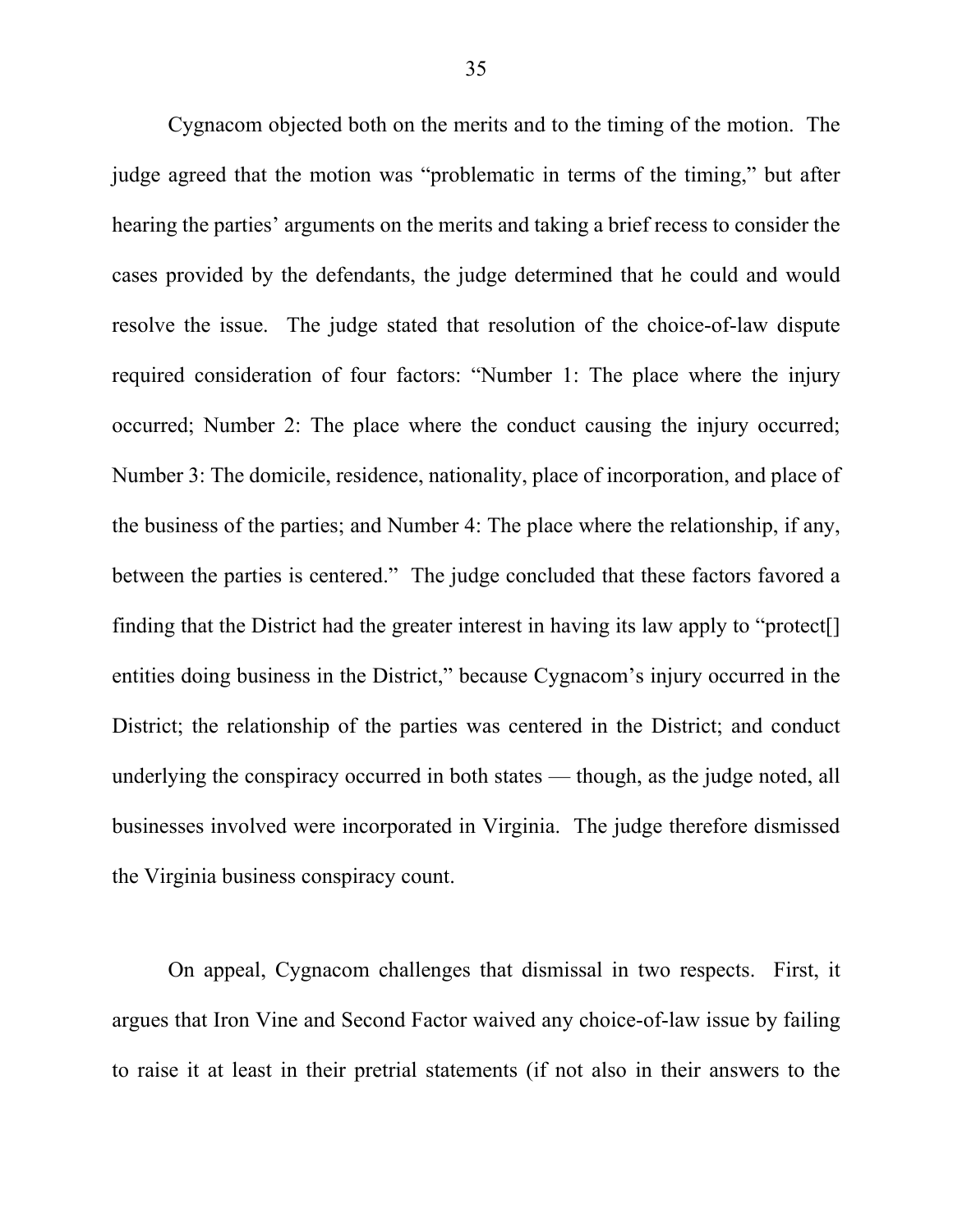Cygnacom objected both on the merits and to the timing of the motion. The judge agreed that the motion was "problematic in terms of the timing," but after hearing the parties' arguments on the merits and taking a brief recess to consider the cases provided by the defendants, the judge determined that he could and would resolve the issue. The judge stated that resolution of the choice-of-law dispute required consideration of four factors: "Number 1: The place where the injury occurred; Number 2: The place where the conduct causing the injury occurred; Number 3: The domicile, residence, nationality, place of incorporation, and place of the business of the parties; and Number 4: The place where the relationship, if any, between the parties is centered." The judge concluded that these factors favored a finding that the District had the greater interest in having its law apply to "protect[] entities doing business in the District," because Cygnacom's injury occurred in the District; the relationship of the parties was centered in the District; and conduct underlying the conspiracy occurred in both states — though, as the judge noted, all businesses involved were incorporated in Virginia. The judge therefore dismissed the Virginia business conspiracy count.

On appeal, Cygnacom challenges that dismissal in two respects. First, it argues that Iron Vine and Second Factor waived any choice-of-law issue by failing to raise it at least in their pretrial statements (if not also in their answers to the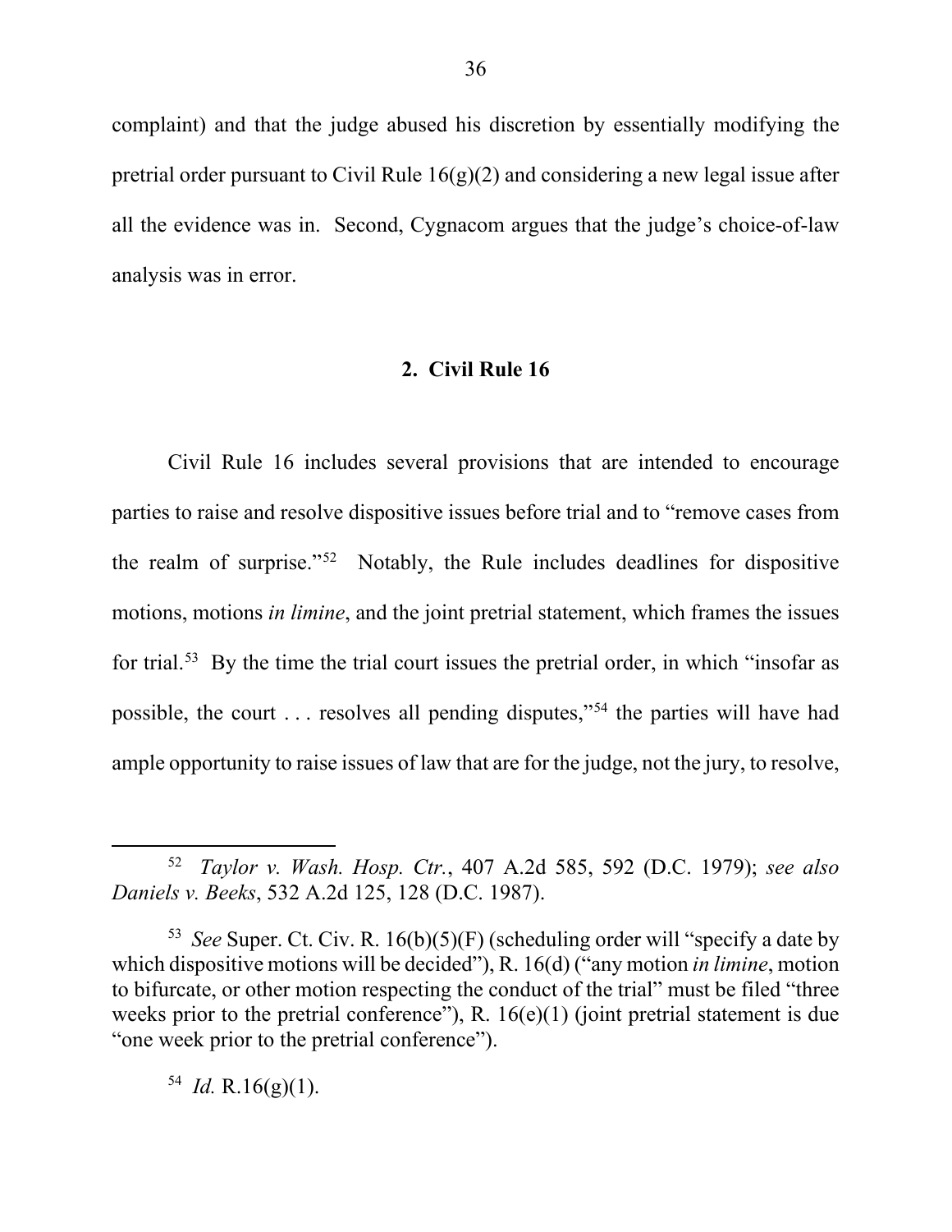complaint) and that the judge abused his discretion by essentially modifying the pretrial order pursuant to Civil Rule 16(g)(2) and considering a new legal issue after all the evidence was in. Second, Cygnacom argues that the judge's choice-of-law analysis was in error.

## 2. Civil Rule 16

Civil Rule 16 includes several provisions that are intended to encourage parties to raise and resolve dispositive issues before trial and to "remove cases from the realm of surprise."[52] Notably, the Rule includes deadlines for dispositive motions, motions *in limine*, and the joint pretrial statement, which frames the issues for trial.[53] By the time the trial court issues the pretrial order, in which "insofar as possible, the court . . . resolves all pending disputes,"[54] the parties will have had ample opportunity to raise issues of law that are for the judge, not the jury, to resolve,

---

[52] *Taylor v. Wash. Hosp. Ctr.*, 407 A.2d 585, 592 (D.C. 1979); *see also Daniels v. Beeks*, 532 A.2d 125, 128 (D.C. 1987).

[53] *See* Super. Ct. Civ. R. 16(b)(5)(F) (scheduling order will "specify a date by which dispositive motions will be decided"), R. 16(d) ("any motion *in limine*, motion to bifurcate, or other motion respecting the conduct of the trial" must be filed "three weeks prior to the pretrial conference"), R. 16(e)(1) (joint pretrial statement is due "one week prior to the pretrial conference").

[54] *Id.* R.16(g)(1).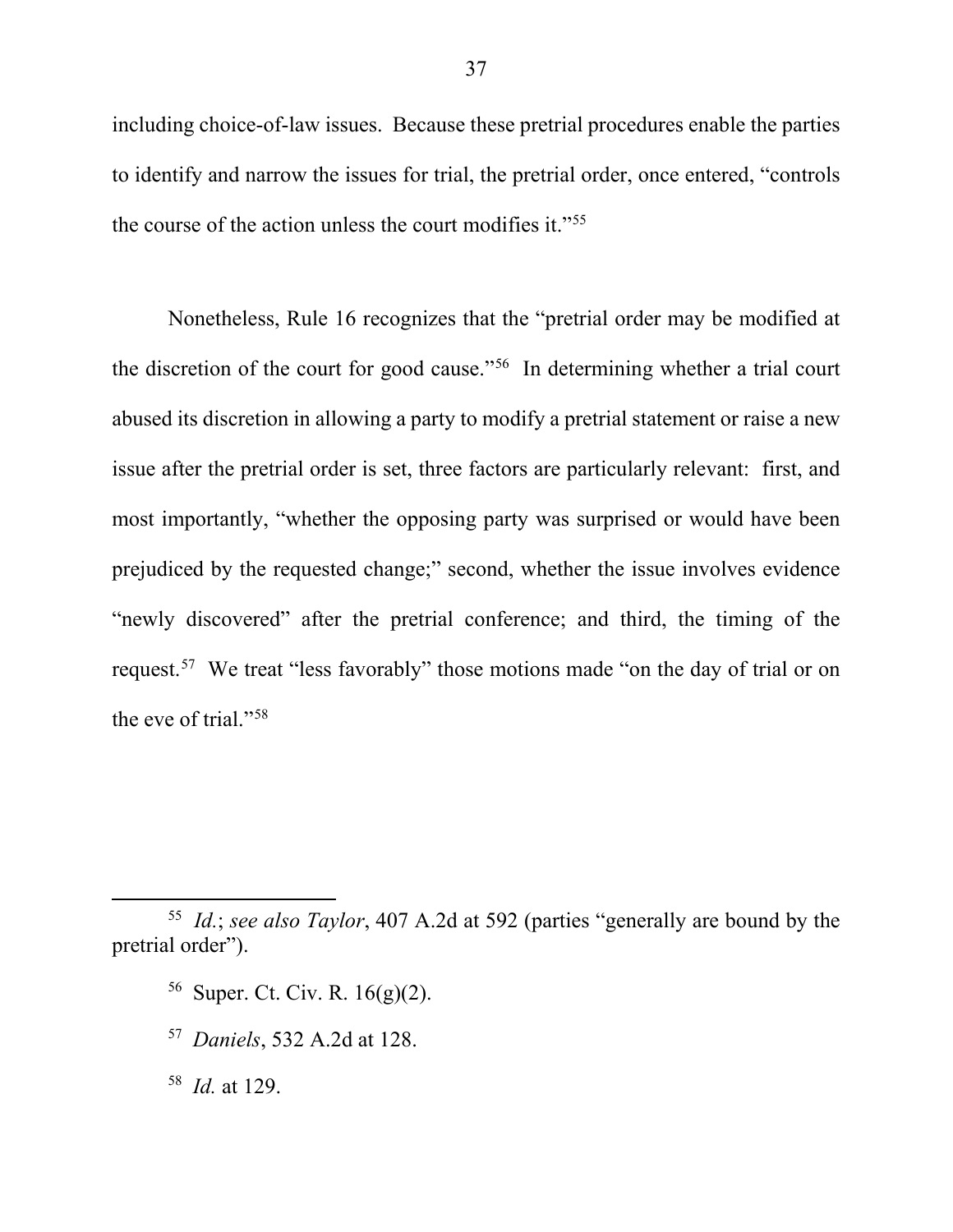including choice-of-law issues. Because these pretrial procedures enable the parties to identify and narrow the issues for trial, the pretrial order, once entered, "controls the course of the action unless the court modifies it."[55]

Nonetheless, Rule 16 recognizes that the "pretrial order may be modified at the discretion of the court for good cause."[56] In determining whether a trial court abused its discretion in allowing a party to modify a pretrial statement or raise a new issue after the pretrial order is set, three factors are particularly relevant: first, and most importantly, "whether the opposing party was surprised or would have been prejudiced by the requested change;" second, whether the issue involves evidence "newly discovered" after the pretrial conference; and third, the timing of the request.[57] We treat "less favorably" those motions made "on the day of trial or on the eve of trial."[58]

---

[55] *Id.*; *see also Taylor*, 407 A.2d at 592 (parties "generally are bound by the pretrial order").

[56] Super. Ct. Civ. R. 16(g)(2).

[57] *Daniels*, 532 A.2d at 128.

[58] *Id.* at 129.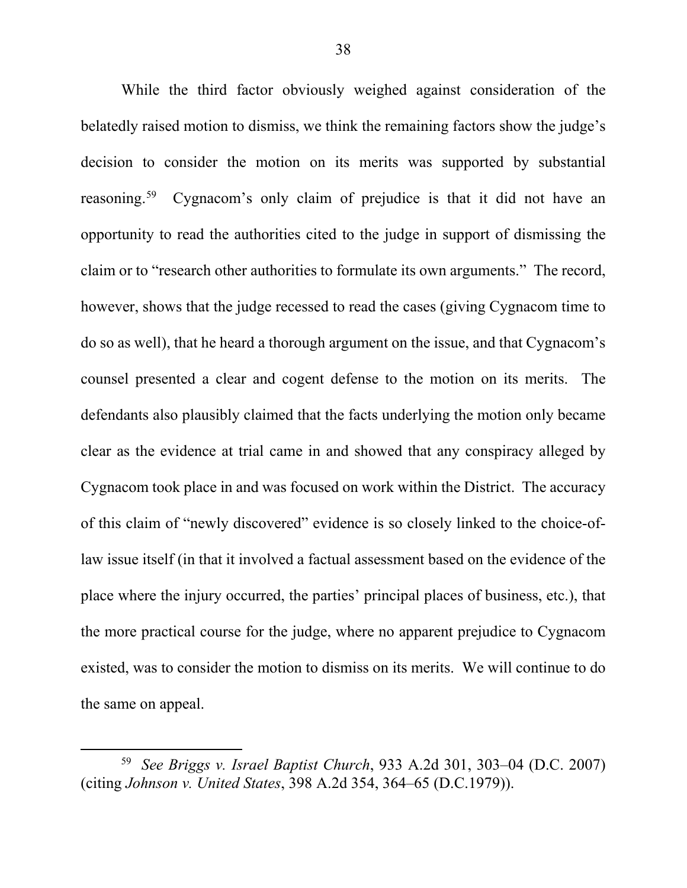While the third factor obviously weighed against consideration of the belatedly raised motion to dismiss, we think the remaining factors show the judge's decision to consider the motion on its merits was supported by substantial reasoning.[59] Cygnacom's only claim of prejudice is that it did not have an opportunity to read the authorities cited to the judge in support of dismissing the claim or to "research other authorities to formulate its own arguments." The record, however, shows that the judge recessed to read the cases (giving Cygnacom time to do so as well), that he heard a thorough argument on the issue, and that Cygnacom's counsel presented a clear and cogent defense to the motion on its merits. The defendants also plausibly claimed that the facts underlying the motion only became clear as the evidence at trial came in and showed that any conspiracy alleged by Cygnacom took place in and was focused on work within the District. The accuracy of this claim of "newly discovered" evidence is so closely linked to the choice-of-law issue itself (in that it involved a factual assessment based on the evidence of the place where the injury occurred, the parties' principal places of business, etc.), that the more practical course for the judge, where no apparent prejudice to Cygnacom existed, was to consider the motion to dismiss on its merits. We will continue to do the same on appeal.

[59] *See Briggs v. Israel Baptist Church*, 933 A.2d 301, 303–04 (D.C. 2007) (citing *Johnson v. United States*, 398 A.2d 354, 364–65 (D.C.1979)).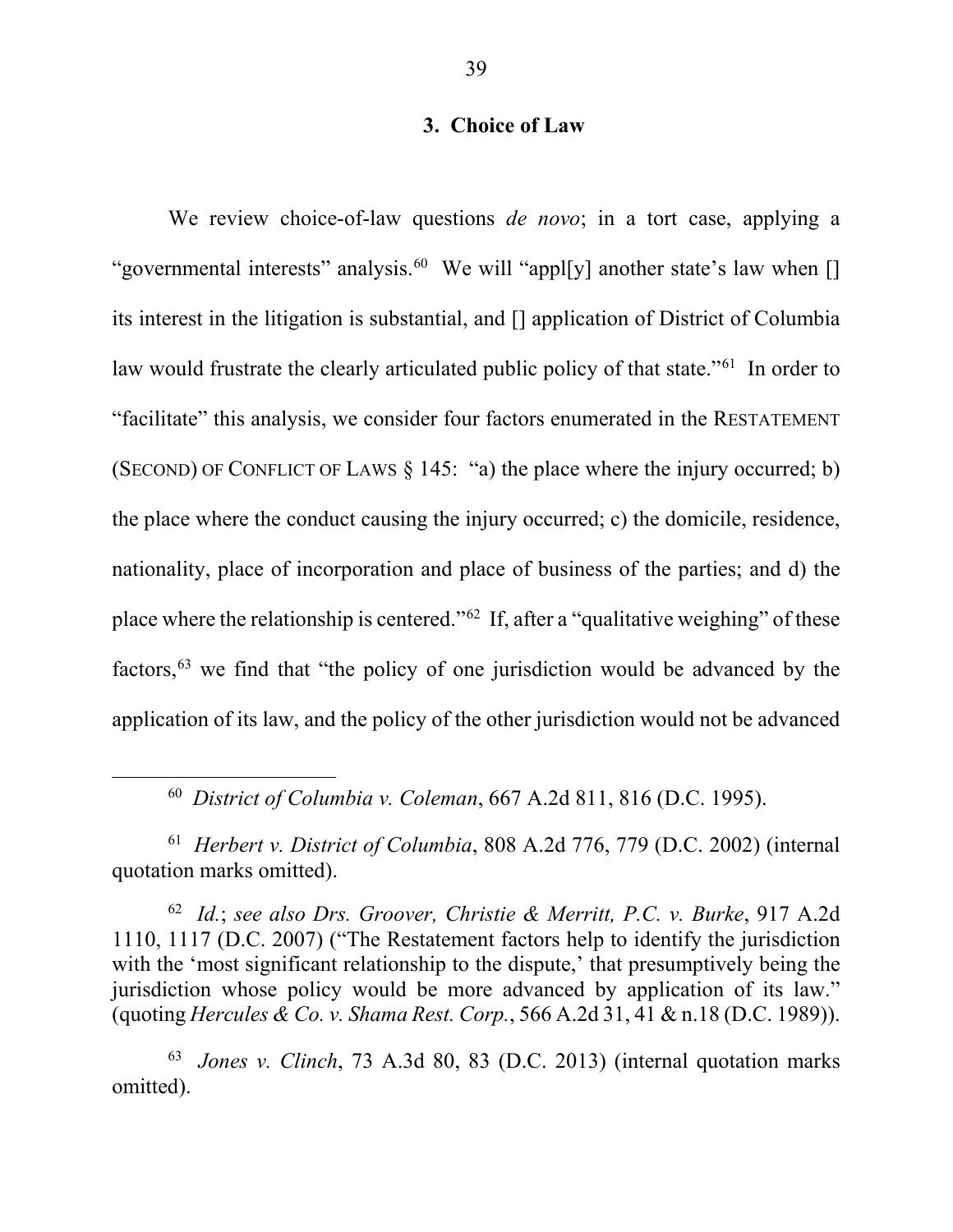### 3. Choice of Law

We review choice-of-law questions *de novo*; in a tort case, applying a "governmental interests" analysis.[60] We will "appl[y] another state's law when [] its interest in the litigation is substantial, and [] application of District of Columbia law would frustrate the clearly articulated public policy of that state."[61] In order to "facilitate" this analysis, we consider four factors enumerated in the RESTATEMENT (SECOND) OF CONFLICT OF LAWS § 145: "a) the place where the injury occurred; b) the place where the conduct causing the injury occurred; c) the domicile, residence, nationality, place of incorporation and place of business of the parties; and d) the place where the relationship is centered."[62] If, after a "qualitative weighing" of these factors,[63] we find that "the policy of one jurisdiction would be advanced by the application of its law, and the policy of the other jurisdiction would not be advanced

---

[60] *District of Columbia v. Coleman*, 667 A.2d 811, 816 (D.C. 1995).

[61] *Herbert v. District of Columbia*, 808 A.2d 776, 779 (D.C. 2002) (internal quotation marks omitted).

[62] *Id.*; *see also Drs. Groover, Christie & Merritt, P.C. v. Burke*, 917 A.2d 1110, 1117 (D.C. 2007) ("The Restatement factors help to identify the jurisdiction with the 'most significant relationship to the dispute,' that presumptively being the jurisdiction whose policy would be more advanced by application of its law." (quoting *Hercules & Co. v. Shama Rest. Corp.*, 566 A.2d 31, 41 & n.18 (D.C. 1989)).

[63] *Jones v. Clinch*, 73 A.3d 80, 83 (D.C. 2013) (internal quotation marks omitted).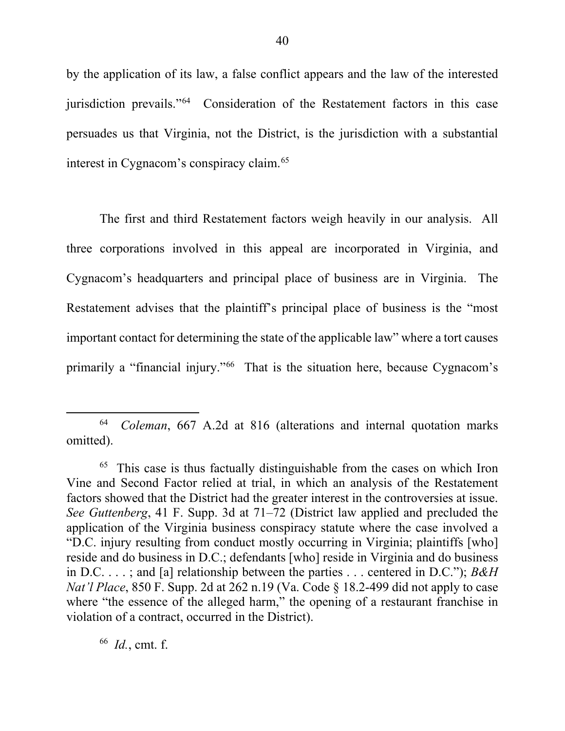by the application of its law, a false conflict appears and the law of the interested jurisdiction prevails."[64] Consideration of the Restatement factors in this case persuades us that Virginia, not the District, is the jurisdiction with a substantial interest in Cygnacom's conspiracy claim.[65]

The first and third Restatement factors weigh heavily in our analysis. All three corporations involved in this appeal are incorporated in Virginia, and Cygnacom's headquarters and principal place of business are in Virginia. The Restatement advises that the plaintiff's principal place of business is the "most important contact for determining the state of the applicable law" where a tort causes primarily a "financial injury."[66] That is the situation here, because Cygnacom's

---

[64] *Coleman*, 667 A.2d at 816 (alterations and internal quotation marks omitted).

[65] This case is thus factually distinguishable from the cases on which Iron Vine and Second Factor relied at trial, in which an analysis of the Restatement factors showed that the District had the greater interest in the controversies at issue. *See Guttenberg*, 41 F. Supp. 3d at 71–72 (District law applied and precluded the application of the Virginia business conspiracy statute where the case involved a "D.C. injury resulting from conduct mostly occurring in Virginia; plaintiffs [who] reside and do business in D.C.; defendants [who] reside in Virginia and do business in D.C. . . . ; and [a] relationship between the parties . . . centered in D.C."); *B&H Nat'l Place*, 850 F. Supp. 2d at 262 n.19 (Va. Code § 18.2-499 did not apply to case where "the essence of the alleged harm," the opening of a restaurant franchise in violation of a contract, occurred in the District).

[66] *Id.*, cmt. f.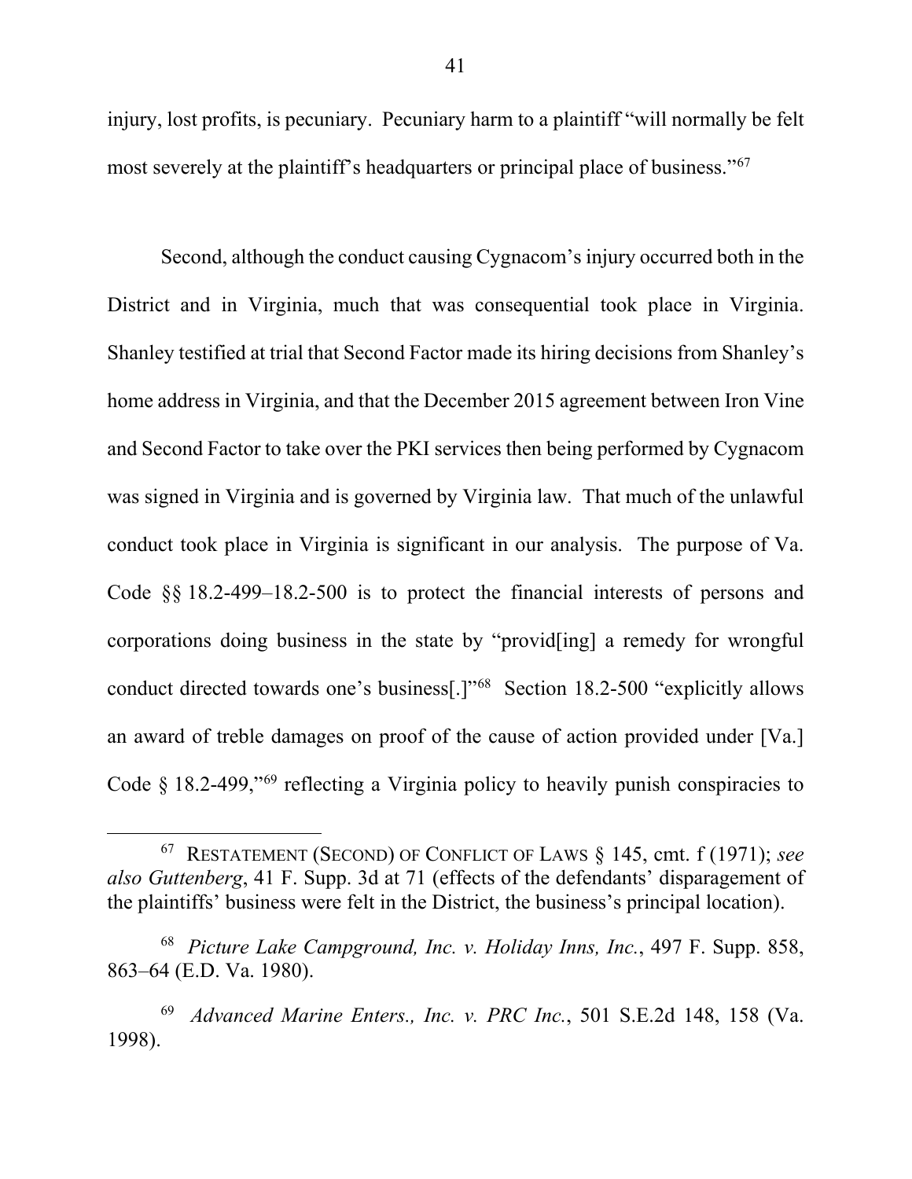injury, lost profits, is pecuniary. Pecuniary harm to a plaintiff "will normally be felt most severely at the plaintiff's headquarters or principal place of business."[67]

Second, although the conduct causing Cygnacom's injury occurred both in the District and in Virginia, much that was consequential took place in Virginia. Shanley testified at trial that Second Factor made its hiring decisions from Shanley's home address in Virginia, and that the December 2015 agreement between Iron Vine and Second Factor to take over the PKI services then being performed by Cygnacom was signed in Virginia and is governed by Virginia law. That much of the unlawful conduct took place in Virginia is significant in our analysis. The purpose of Va. Code §§ 18.2-499–18.2-500 is to protect the financial interests of persons and corporations doing business in the state by "provid[ing] a remedy for wrongful conduct directed towards one's business[.]"[68] Section 18.2-500 "explicitly allows an award of treble damages on proof of the cause of action provided under [Va.] Code § 18.2-499,"[69] reflecting a Virginia policy to heavily punish conspiracies to

---

[67] RESTATEMENT (SECOND) OF CONFLICT OF LAWS § 145, cmt. f (1971); *see also Guttenberg*, 41 F. Supp. 3d at 71 (effects of the defendants' disparagement of the plaintiffs' business were felt in the District, the business's principal location).

[68] *Picture Lake Campground, Inc. v. Holiday Inns, Inc.*, 497 F. Supp. 858, 863–64 (E.D. Va. 1980).

[69] *Advanced Marine Enters., Inc. v. PRC Inc.*, 501 S.E.2d 148, 158 (Va. 1998).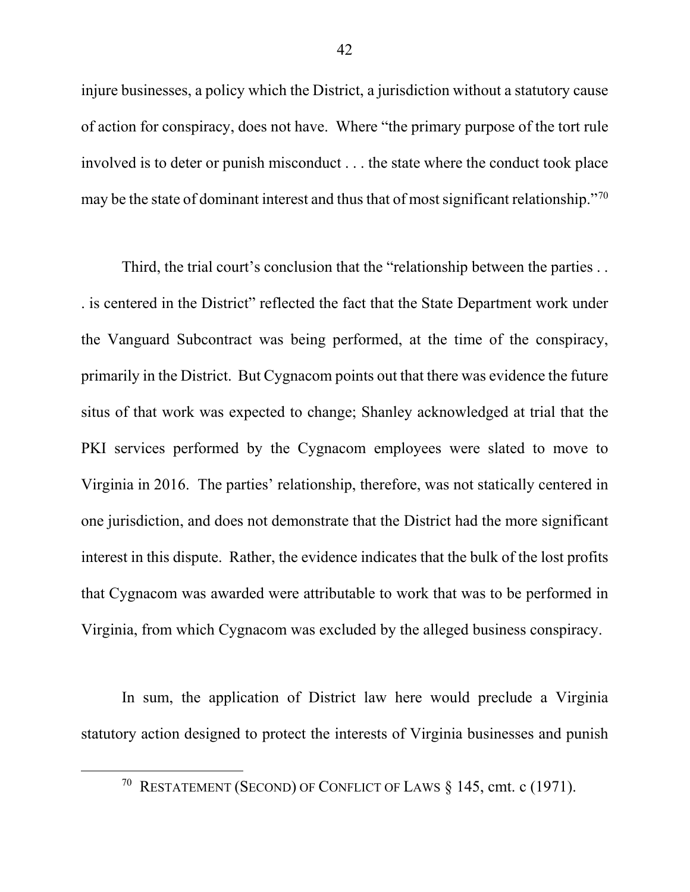injure businesses, a policy which the District, a jurisdiction without a statutory cause of action for conspiracy, does not have. Where "the primary purpose of the tort rule involved is to deter or punish misconduct . . . the state where the conduct took place may be the state of dominant interest and thus that of most significant relationship."[70]

Third, the trial court's conclusion that the "relationship between the parties . . . is centered in the District" reflected the fact that the State Department work under the Vanguard Subcontract was being performed, at the time of the conspiracy, primarily in the District. But Cygnacom points out that there was evidence the future situs of that work was expected to change; Shanley acknowledged at trial that the PKI services performed by the Cygnacom employees were slated to move to Virginia in 2016. The parties' relationship, therefore, was not statically centered in one jurisdiction, and does not demonstrate that the District had the more significant interest in this dispute. Rather, the evidence indicates that the bulk of the lost profits that Cygnacom was awarded were attributable to work that was to be performed in Virginia, from which Cygnacom was excluded by the alleged business conspiracy.

In sum, the application of District law here would preclude a Virginia statutory action designed to protect the interests of Virginia businesses and punish

---

[70] RESTATEMENT (SECOND) OF CONFLICT OF LAWS § 145, cmt. c (1971).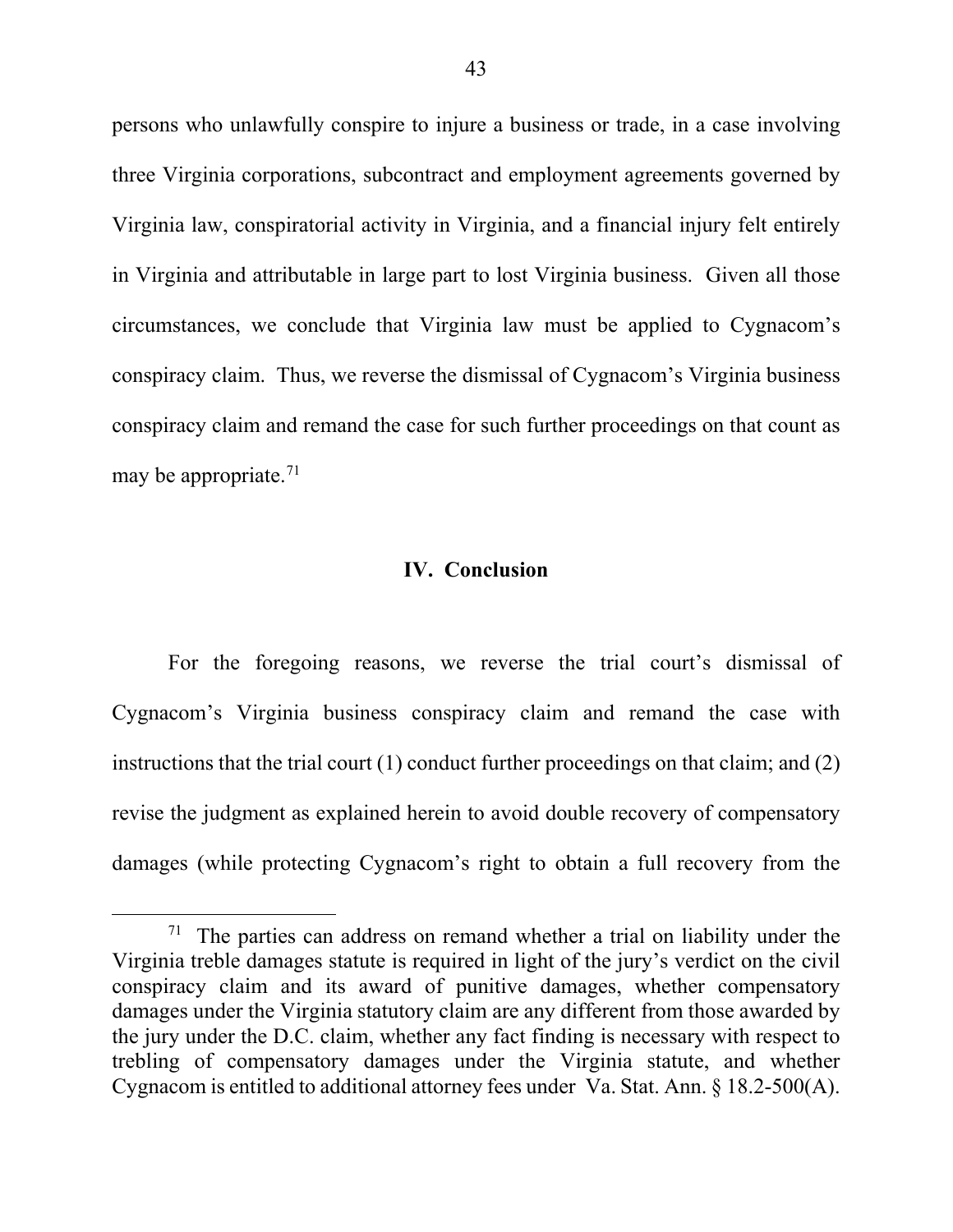persons who unlawfully conspire to injure a business or trade, in a case involving three Virginia corporations, subcontract and employment agreements governed by Virginia law, conspiratorial activity in Virginia, and a financial injury felt entirely in Virginia and attributable in large part to lost Virginia business. Given all those circumstances, we conclude that Virginia law must be applied to Cygnacom's conspiracy claim. Thus, we reverse the dismissal of Cygnacom's Virginia business conspiracy claim and remand the case for such further proceedings on that count as may be appropriate.[71]

## IV. Conclusion

For the foregoing reasons, we reverse the trial court's dismissal of Cygnacom's Virginia business conspiracy claim and remand the case with instructions that the trial court (1) conduct further proceedings on that claim; and (2) revise the judgment as explained herein to avoid double recovery of compensatory damages (while protecting Cygnacom's right to obtain a full recovery from the

---

[71] The parties can address on remand whether a trial on liability under the Virginia treble damages statute is required in light of the jury's verdict on the civil conspiracy claim and its award of punitive damages, whether compensatory damages under the Virginia statutory claim are any different from those awarded by the jury under the D.C. claim, whether any fact finding is necessary with respect to trebling of compensatory damages under the Virginia statute, and whether Cygnacom is entitled to additional attorney fees under Va. Stat. Ann. § 18.2-500(A).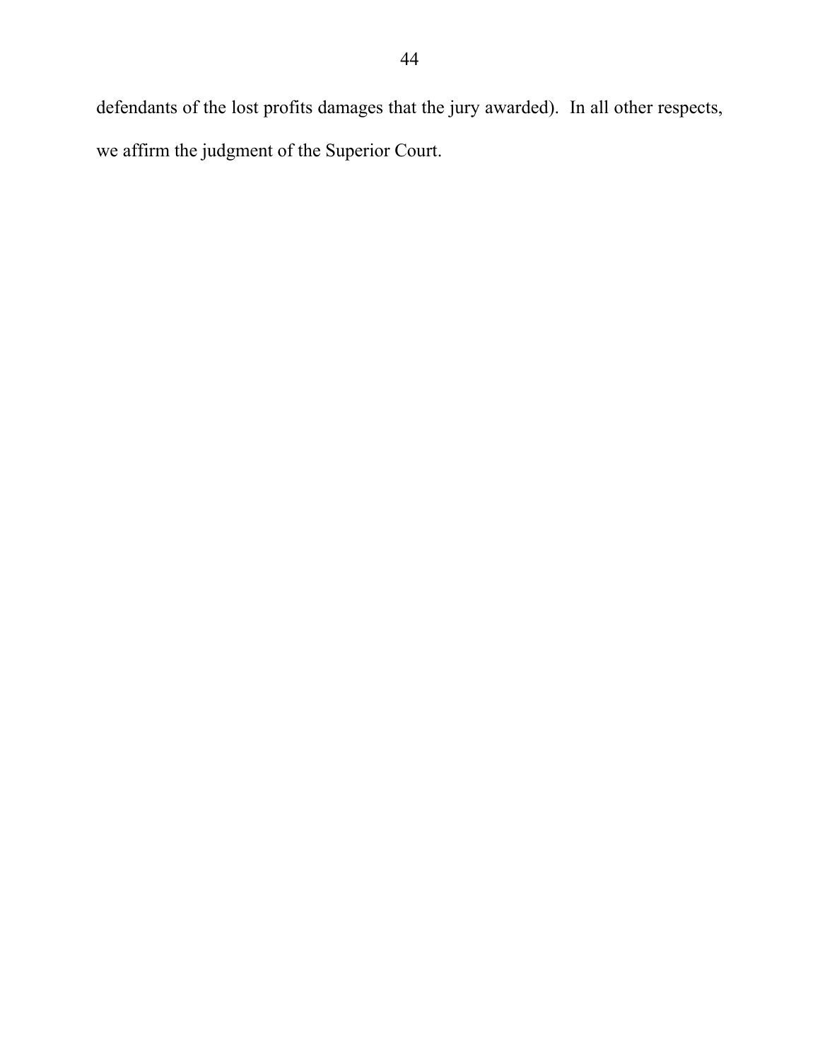defendants of the lost profits damages that the jury awarded). In all other respects, we affirm the judgment of the Superior Court.